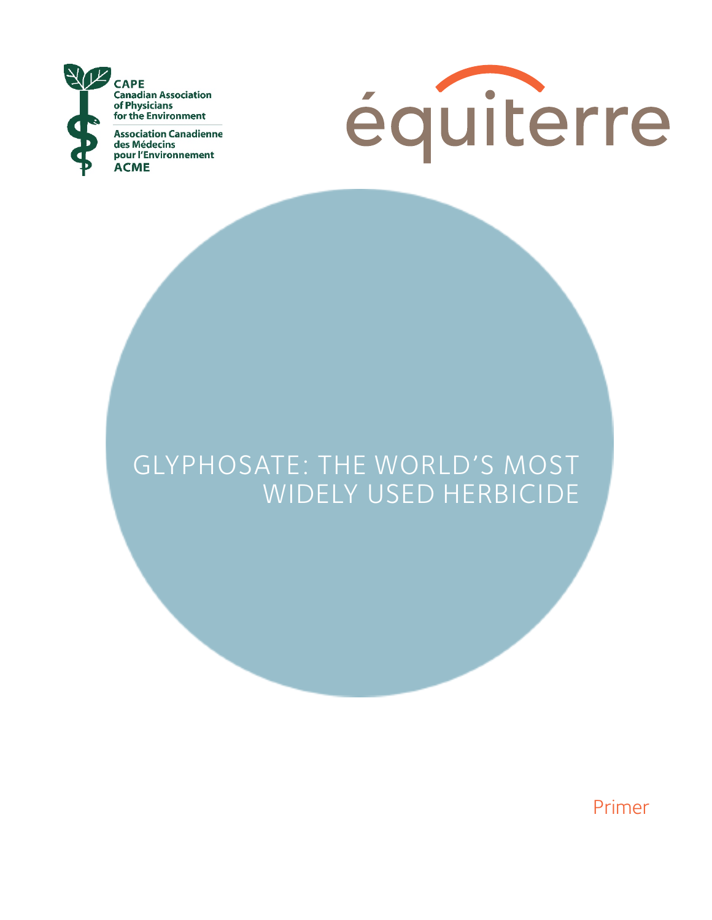CAPE
Canadian Association of Physicians for the Environment

Association Canadienne des Médecins pour l'Environnement
ACME

équiterre

# GLYPHOSATE: THE WORLD'S MOST WIDELY USED HERBICIDE

Primer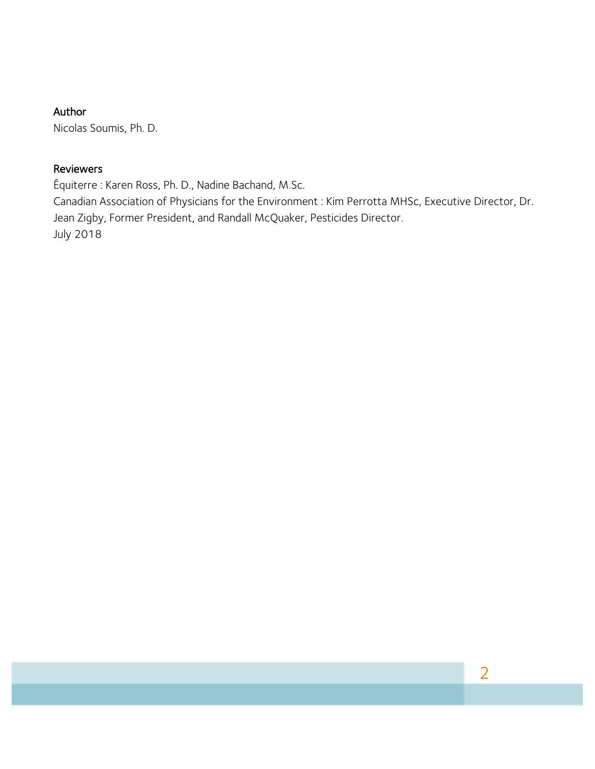**Author**

Nicolas Soumis, Ph. D.

**Reviewers**

Équiterre : Karen Ross, Ph. D., Nadine Bachand, M.Sc.

Canadian Association of Physicians for the Environment : Kim Perrotta MHSc, Executive Director, Dr. Jean Zigby, Former President, and Randall McQuaker, Pesticides Director.

July 2018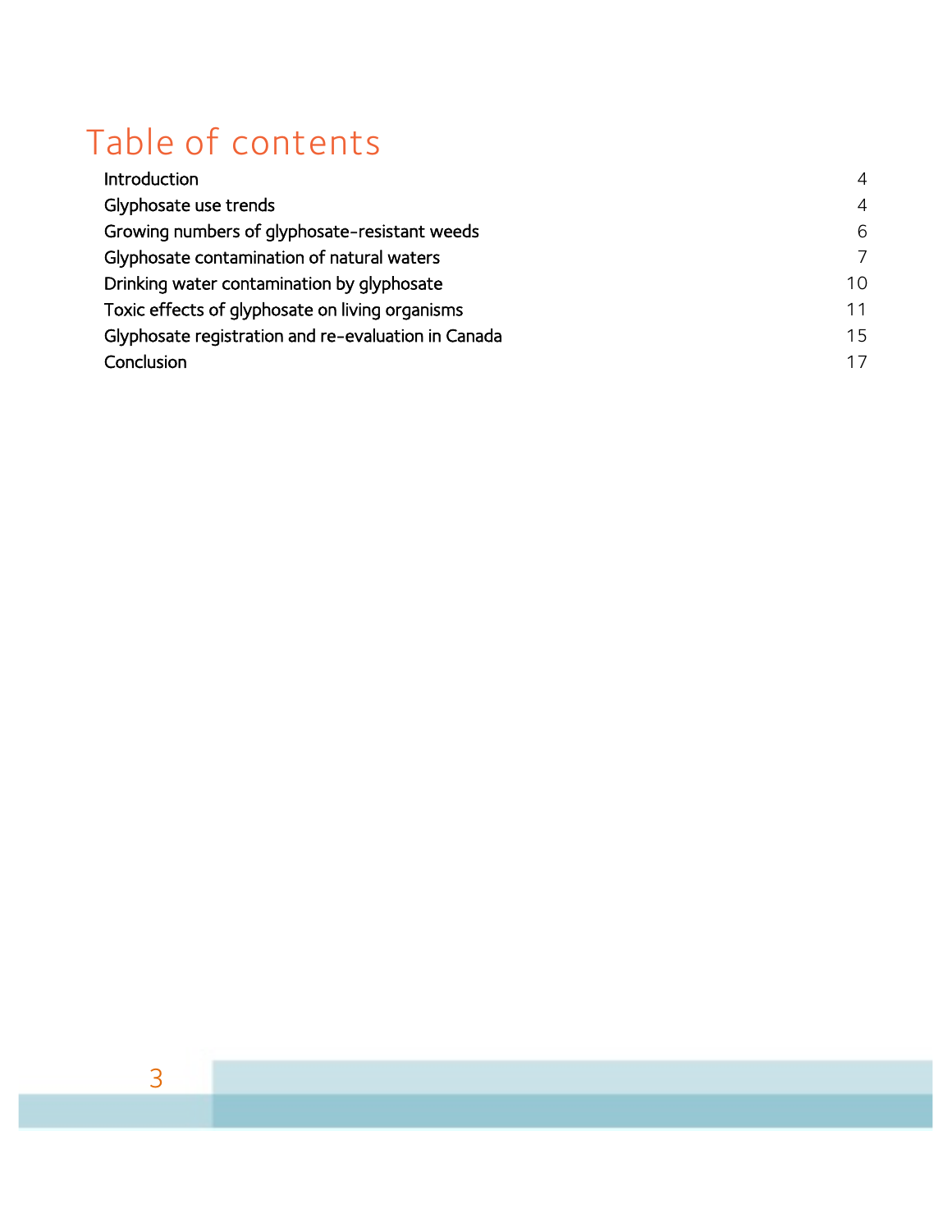# Table of contents

| | |
|---|---|
| Introduction | 4 |
| Glyphosate use trends | 4 |
| Growing numbers of glyphosate-resistant weeds | 6 |
| Glyphosate contamination of natural waters | 7 |
| Drinking water contamination by glyphosate | 10 |
| Toxic effects of glyphosate on living organisms | 11 |
| Glyphosate registration and re-evaluation in Canada | 15 |
| Conclusion | 17 |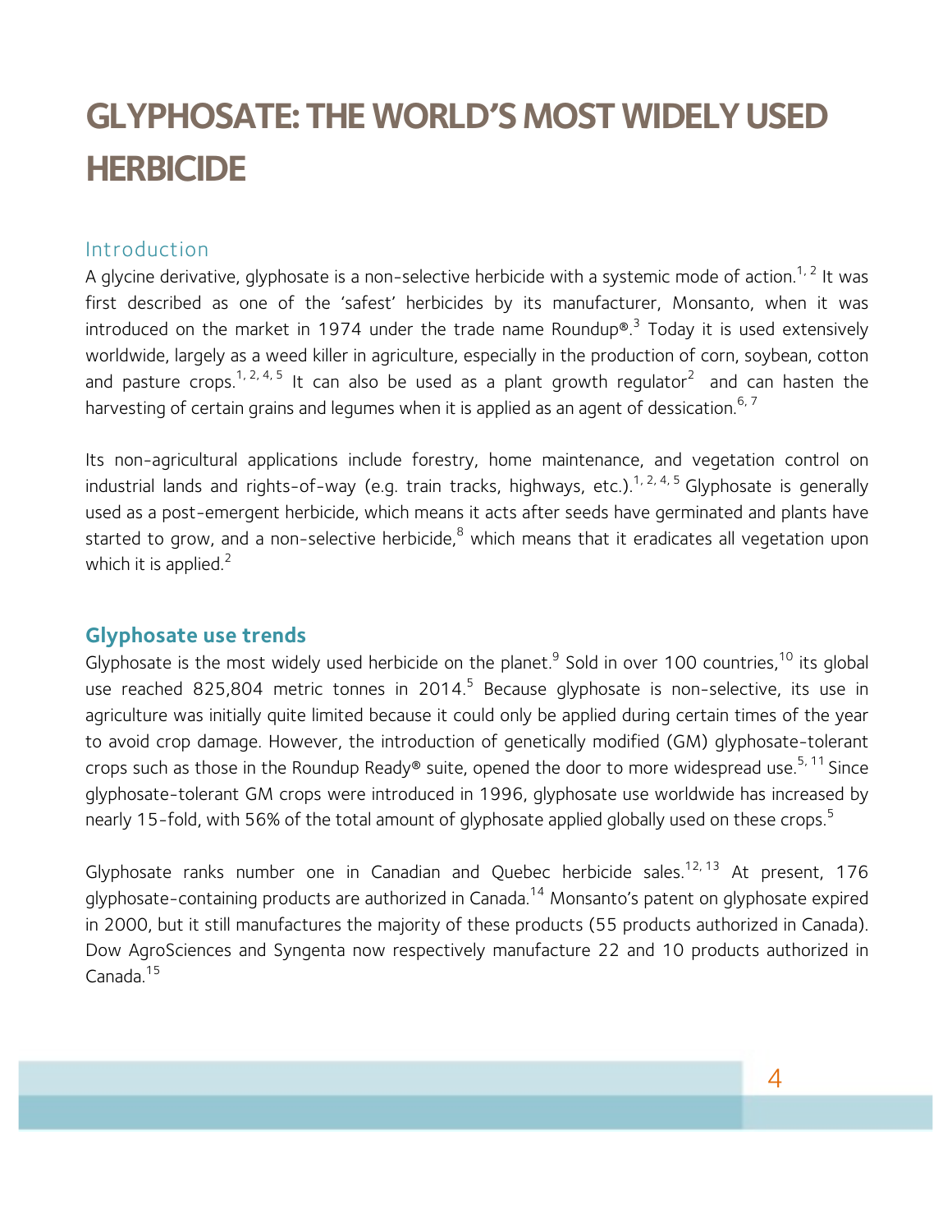# GLYPHOSATE: THE WORLD'S MOST WIDELY USED HERBICIDE

## Introduction

A glycine derivative, glyphosate is a non-selective herbicide with a systemic mode of action.[1, 2] It was first described as one of the 'safest' herbicides by its manufacturer, Monsanto, when it was introduced on the market in 1974 under the trade name Roundup®.[3] Today it is used extensively worldwide, largely as a weed killer in agriculture, especially in the production of corn, soybean, cotton and pasture crops.[1, 2, 4, 5] It can also be used as a plant growth regulator[2] and can hasten the harvesting of certain grains and legumes when it is applied as an agent of dessication.[6, 7]

Its non-agricultural applications include forestry, home maintenance, and vegetation control on industrial lands and rights-of-way (e.g. train tracks, highways, etc.).[1, 2, 4, 5] Glyphosate is generally used as a post-emergent herbicide, which means it acts after seeds have germinated and plants have started to grow, and a non-selective herbicide,[8] which means that it eradicates all vegetation upon which it is applied.[2]

## Glyphosate use trends

Glyphosate is the most widely used herbicide on the planet.[9] Sold in over 100 countries,[10] its global use reached 825,804 metric tonnes in 2014.[5] Because glyphosate is non-selective, its use in agriculture was initially quite limited because it could only be applied during certain times of the year to avoid crop damage. However, the introduction of genetically modified (GM) glyphosate-tolerant crops such as those in the Roundup Ready® suite, opened the door to more widespread use.[5, 11] Since glyphosate-tolerant GM crops were introduced in 1996, glyphosate use worldwide has increased by nearly 15-fold, with 56% of the total amount of glyphosate applied globally used on these crops.[5]

Glyphosate ranks number one in Canadian and Quebec herbicide sales.[12, 13] At present, 176 glyphosate-containing products are authorized in Canada.[14] Monsanto's patent on glyphosate expired in 2000, but it still manufactures the majority of these products (55 products authorized in Canada). Dow AgroSciences and Syngenta now respectively manufacture 22 and 10 products authorized in Canada.[15]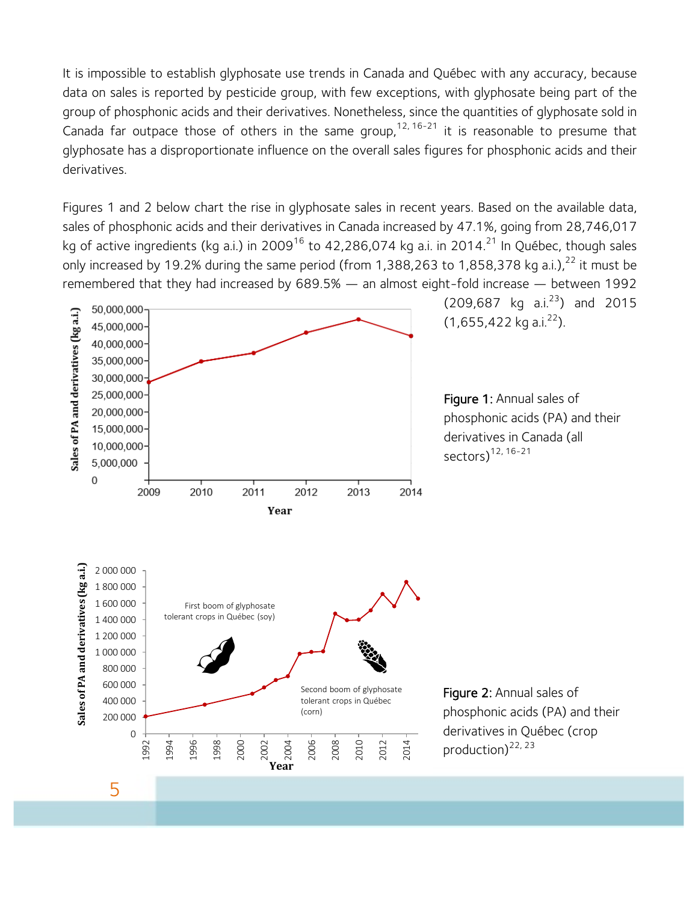It is impossible to establish glyphosate use trends in Canada and Québec with any accuracy, because data on sales is reported by pesticide group, with few exceptions, with glyphosate being part of the group of phosphonic acids and their derivatives. Nonetheless, since the quantities of glyphosate sold in Canada far outpace those of others in the same group,[12, 16-21] it is reasonable to presume that glyphosate has a disproportionate influence on the overall sales figures for phosphonic acids and their derivatives.

Figures 1 and 2 below chart the rise in glyphosate sales in recent years. Based on the available data, sales of phosphonic acids and their derivatives in Canada increased by 47.1%, going from 28,746,017 kg of active ingredients (kg a.i.) in 2009[16] to 42,286,074 kg a.i. in 2014.[21] In Québec, though sales only increased by 19.2% during the same period (from 1,388,263 to 1,858,378 kg a.i.),[22] it must be remembered that they had increased by 689.5% — an almost eight-fold increase — between 1992 (209,687 kg a.i.[23]) and 2015 (1,655,422 kg a.i.[22]).

**Figure 1:** Annual sales of phosphonic acids (PA) and their derivatives in Canada (all sectors)[12, 16-21]

**Figure 2:** Annual sales of phosphonic acids (PA) and their derivatives in Québec (crop production)[22, 23]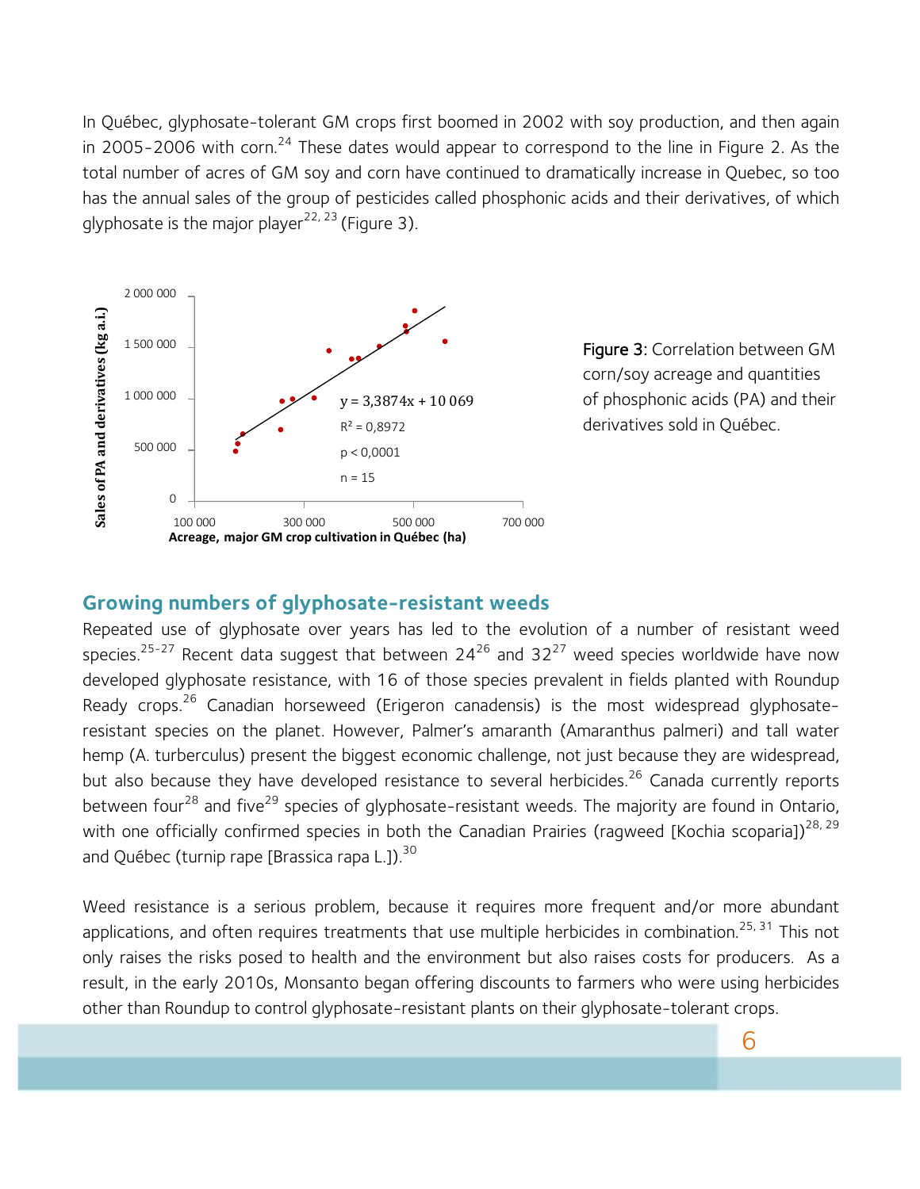In Québec, glyphosate-tolerant GM crops first boomed in 2002 with soy production, and then again in 2005-2006 with corn.[24] These dates would appear to correspond to the line in Figure 2. As the total number of acres of GM soy and corn have continued to dramatically increase in Quebec, so too has the annual sales of the group of pesticides called phosphonic acids and their derivatives, of which glyphosate is the major player[22, 23] (Figure 3).

**Figure 3:** Correlation between GM corn/soy acreage and quantities of phosphonic acids (PA) and their derivatives sold in Québec.

## Growing numbers of glyphosate-resistant weeds

Repeated use of glyphosate over years has led to the evolution of a number of resistant weed species.[25-27] Recent data suggest that between 24[26] and 32[27] weed species worldwide have now developed glyphosate resistance, with 16 of those species prevalent in fields planted with Roundup Ready crops.[26] Canadian horseweed (Erigeron canadensis) is the most widespread glyphosate-resistant species on the planet. However, Palmer's amaranth (Amaranthus palmeri) and tall water hemp (A. turberculus) present the biggest economic challenge, not just because they are widespread, but also because they have developed resistance to several herbicides.[26] Canada currently reports between four[28] and five[29] species of glyphosate-resistant weeds. The majority are found in Ontario, with one officially confirmed species in both the Canadian Prairies (ragweed [Kochia scoparia])[28, 29] and Québec (turnip rape [Brassica rapa L.]).[30]

Weed resistance is a serious problem, because it requires more frequent and/or more abundant applications, and often requires treatments that use multiple herbicides in combination.[25, 31] This not only raises the risks posed to health and the environment but also raises costs for producers. As a result, in the early 2010s, Monsanto began offering discounts to farmers who were using herbicides other than Roundup to control glyphosate-resistant plants on their glyphosate-tolerant crops.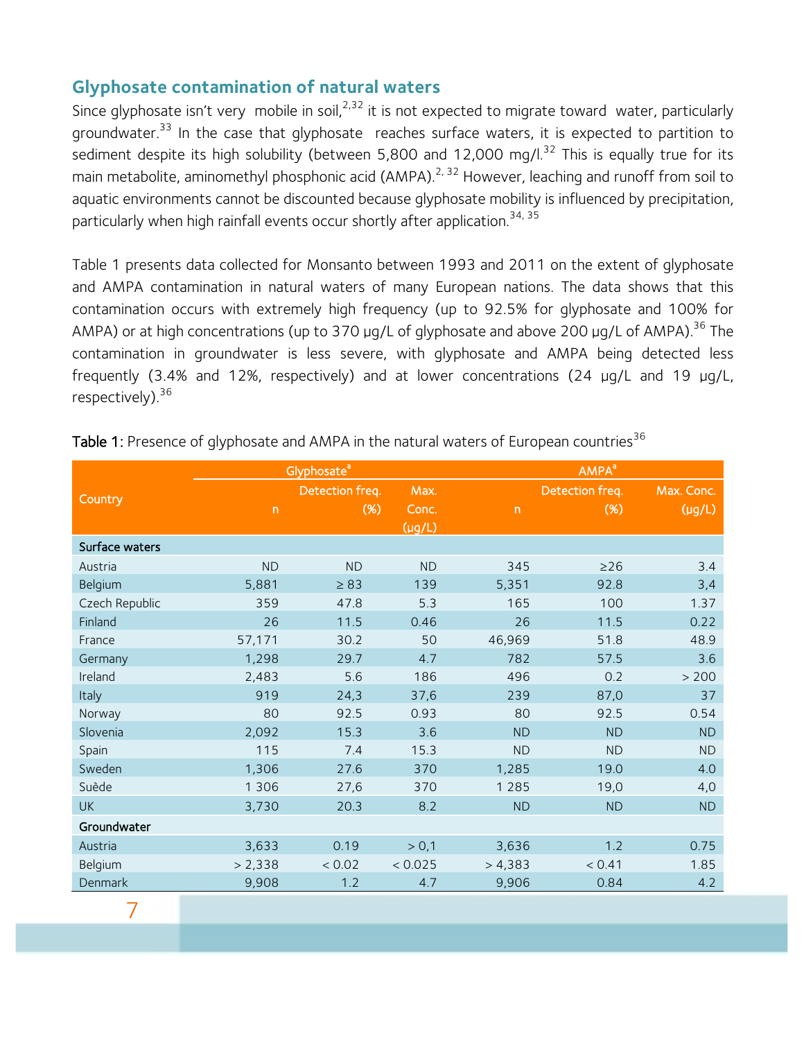## Glyphosate contamination of natural waters

Since glyphosate isn't very mobile in soil,[2,32] it is not expected to migrate toward water, particularly groundwater.[33] In the case that glyphosate reaches surface waters, it is expected to partition to sediment despite its high solubility (between 5,800 and 12,000 mg/l.[32] This is equally true for its main metabolite, aminomethyl phosphonic acid (AMPA).[2, 32] However, leaching and runoff from soil to aquatic environments cannot be discounted because glyphosate mobility is influenced by precipitation, particularly when high rainfall events occur shortly after application.[34, 35]

Table 1 presents data collected for Monsanto between 1993 and 2011 on the extent of glyphosate and AMPA contamination in natural waters of many European nations. The data shows that this contamination occurs with extremely high frequency (up to 92.5% for glyphosate and 100% for AMPA) or at high concentrations (up to 370 µg/L of glyphosate and above 200 µg/L of AMPA).[36] The contamination in groundwater is less severe, with glyphosate and AMPA being detected less frequently (3.4% and 12%, respectively) and at lower concentrations (24 µg/L and 19 µg/L, respectively).[36]

**Table 1:** Presence of glyphosate and AMPA in the natural waters of European countries[36]

| Country | Glyphosate[a] | | | AMPA[a] | | |
|---|---|---|---|---|---|---|
| | n | Detection freq. (%) | Max. Conc. (µg/L) | n | Detection freq. (%) | Max. Conc. (µg/L) |
| **Surface waters** | | | | | | |
| Austria | ND | ND | ND | 345 | ≥26 | 3.4 |
| Belgium | 5,881 | ≥ 83 | 139 | 5,351 | 92.8 | 3,4 |
| Czech Republic | 359 | 47.8 | 5.3 | 165 | 100 | 1.37 |
| Finland | 26 | 11.5 | 0.46 | 26 | 11.5 | 0.22 |
| France | 57,171 | 30.2 | 50 | 46,969 | 51.8 | 48.9 |
| Germany | 1,298 | 29.7 | 4.7 | 782 | 57.5 | 3.6 |
| Ireland | 2,483 | 5.6 | 186 | 496 | 0.2 | > 200 |
| Italy | 919 | 24,3 | 37,6 | 239 | 87,0 | 37 |
| Norway | 80 | 92.5 | 0.93 | 80 | 92.5 | 0.54 |
| Slovenia | 2,092 | 15.3 | 3.6 | ND | ND | ND |
| Spain | 115 | 7.4 | 15.3 | ND | ND | ND |
| Sweden | 1,306 | 27.6 | 370 | 1,285 | 19.0 | 4.0 |
| Suède | 1 306 | 27,6 | 370 | 1 285 | 19,0 | 4,0 |
| UK | 3,730 | 20.3 | 8.2 | ND | ND | ND |
| **Groundwater** | | | | | | |
| Austria | 3,633 | 0.19 | > 0,1 | 3,636 | 1.2 | 0.75 |
| Belgium | > 2,338 | < 0.02 | < 0.025 | > 4,383 | < 0.41 | 1.85 |
| Denmark | 9,908 | 1.2 | 4.7 | 9,906 | 0.84 | 4.2 |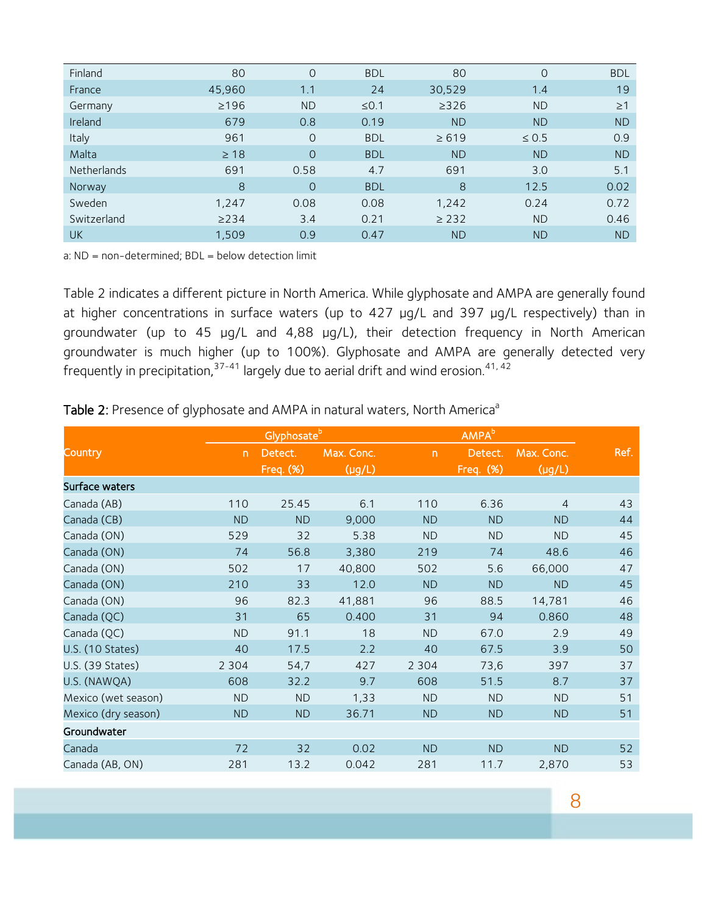| Finland | 80 | 0 | BDL | 80 | 0 | BDL |
|---|---|---|---|---|---|---|
| France | 45,960 | 1.1 | 24 | 30,529 | 1.4 | 19 |
| Germany | ≥196 | ND | ≤0.1 | ≥326 | ND | ≥1 |
| Ireland | 679 | 0.8 | 0.19 | ND | ND | ND |
| Italy | 961 | 0 | BDL | ≥ 619 | ≤ 0.5 | 0.9 |
| Malta | ≥ 18 | 0 | BDL | ND | ND | ND |
| Netherlands | 691 | 0.58 | 4.7 | 691 | 3.0 | 5.1 |
| Norway | 8 | 0 | BDL | 8 | 12.5 | 0.02 |
| Sweden | 1,247 | 0.08 | 0.08 | 1,242 | 0.24 | 0.72 |
| Switzerland | ≥234 | 3.4 | 0.21 | ≥ 232 | ND | 0.46 |
| UK | 1,509 | 0.9 | 0.47 | ND | ND | ND |

a: ND = non-determined; BDL = below detection limit

Table 2 indicates a different picture in North America. While glyphosate and AMPA are generally found at higher concentrations in surface waters (up to 427 μg/L and 397 μg/L respectively) than in groundwater (up to 45 μg/L and 4,88 μg/L), their detection frequency in North American groundwater is much higher (up to 100%). Glyphosate and AMPA are generally detected very frequently in precipitation,[37-41] largely due to aerial drift and wind erosion.[41, 42]

**Table 2**: Presence of glyphosate and AMPA in natural waters, North America[a]

| Country | Glyphosate[b] | | | AMPA[b] | | | Ref. |
|---|---|---|---|---|---|---|---|
| | n | Detect. Freq. (%) | Max. Conc. (μg/L) | n | Detect. Freq. (%) | Max. Conc. (μg/L) | |
| **Surface waters** | | | | | | | |
| Canada (AB) | 110 | 25.45 | 6.1 | 110 | 6.36 | 4 | 43 |
| Canada (CB) | ND | ND | 9,000 | ND | ND | ND | 44 |
| Canada (ON) | 529 | 32 | 5.38 | ND | ND | ND | 45 |
| Canada (ON) | 74 | 56.8 | 3,380 | 219 | 74 | 48.6 | 46 |
| Canada (ON) | 502 | 17 | 40,800 | 502 | 5.6 | 66,000 | 47 |
| Canada (ON) | 210 | 33 | 12.0 | ND | ND | ND | 45 |
| Canada (ON) | 96 | 82.3 | 41,881 | 96 | 88.5 | 14,781 | 46 |
| Canada (QC) | 31 | 65 | 0.400 | 31 | 94 | 0.860 | 48 |
| Canada (QC) | ND | 91.1 | 18 | ND | 67.0 | 2.9 | 49 |
| U.S. (10 States) | 40 | 17.5 | 2.2 | 40 | 67.5 | 3.9 | 50 |
| U.S. (39 States) | 2 304 | 54,7 | 427 | 2 304 | 73,6 | 397 | 37 |
| U.S. (NAWQA) | 608 | 32.2 | 9.7 | 608 | 51.5 | 8.7 | 37 |
| Mexico (wet season) | ND | ND | 1,33 | ND | ND | ND | 51 |
| Mexico (dry season) | ND | ND | 36.71 | ND | ND | ND | 51 |
| **Groundwater** | | | | | | | |
| Canada | 72 | 32 | 0.02 | ND | ND | ND | 52 |
| Canada (AB, ON) | 281 | 13.2 | 0.042 | 281 | 11.7 | 2,870 | 53 |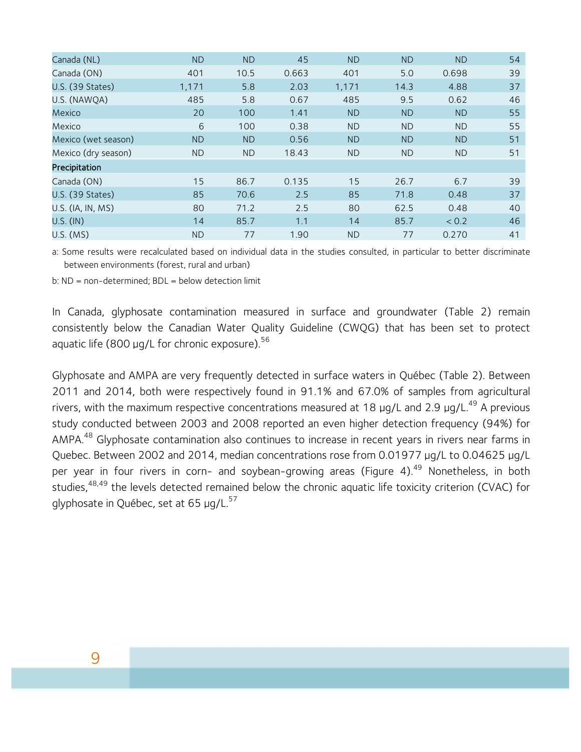| | | | | | | | |
|---|---|---|---|---|---|---|---|
| Canada (NL) | ND | ND | 45 | ND | ND | ND | 54 |
| Canada (ON) | 401 | 10.5 | 0.663 | 401 | 5.0 | 0.698 | 39 |
| U.S. (39 States) | 1,171 | 5.8 | 2.03 | 1,171 | 14.3 | 4.88 | 37 |
| U.S. (NAWQA) | 485 | 5.8 | 0.67 | 485 | 9.5 | 0.62 | 46 |
| Mexico | 20 | 100 | 1.41 | ND | ND | ND | 55 |
| Mexico | 6 | 100 | 0.38 | ND | ND | ND | 55 |
| Mexico (wet season) | ND | ND | 0.56 | ND | ND | ND | 51 |
| Mexico (dry season) | ND | ND | 18.43 | ND | ND | ND | 51 |
| **Precipitation** | | | | | | | |
| Canada (ON) | 15 | 86.7 | 0.135 | 15 | 26.7 | 6.7 | 39 |
| U.S. (39 States) | 85 | 70.6 | 2.5 | 85 | 71.8 | 0.48 | 37 |
| U.S. (IA, IN, MS) | 80 | 71.2 | 2.5 | 80 | 62.5 | 0.48 | 40 |
| U.S. (IN) | 14 | 85.7 | 1.1 | 14 | 85.7 | < 0.2 | 46 |
| U.S. (MS) | ND | 77 | 1.90 | ND | 77 | 0.270 | 41 |

a: Some results were recalculated based on individual data in the studies consulted, in particular to better discriminate between environments (forest, rural and urban)

b: ND = non-determined; BDL = below detection limit

In Canada, glyphosate contamination measured in surface and groundwater (Table 2) remain consistently below the Canadian Water Quality Guideline (CWQG) that has been set to protect aquatic life (800 µg/L for chronic exposure).[56]

Glyphosate and AMPA are very frequently detected in surface waters in Québec (Table 2). Between 2011 and 2014, both were respectively found in 91.1% and 67.0% of samples from agricultural rivers, with the maximum respective concentrations measured at 18 µg/L and 2.9 µg/L.[49] A previous study conducted between 2003 and 2008 reported an even higher detection frequency (94%) for AMPA.[48] Glyphosate contamination also continues to increase in recent years in rivers near farms in Quebec. Between 2002 and 2014, median concentrations rose from 0.01977 µg/L to 0.04625 µg/L per year in four rivers in corn- and soybean-growing areas (Figure 4).[49] Nonetheless, in both studies,[48,49] the levels detected remained below the chronic aquatic life toxicity criterion (CVAC) for glyphosate in Québec, set at 65 µg/L.[57]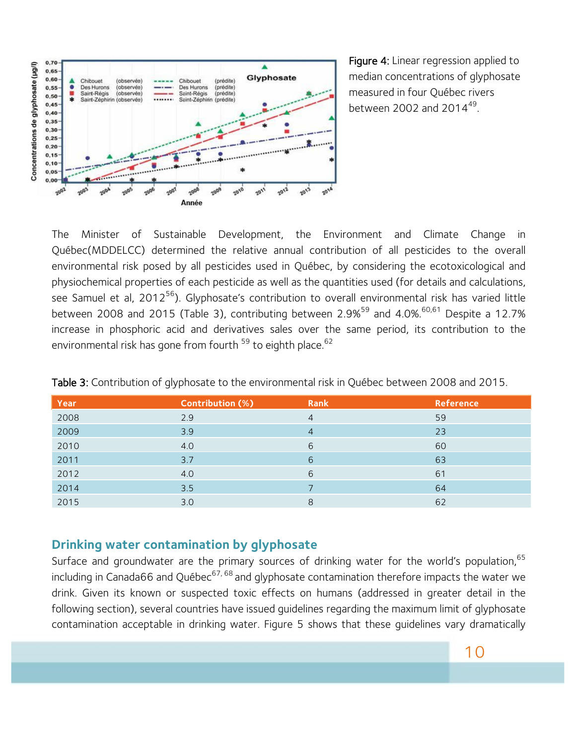Figure 4: Linear regression applied to median concentrations of glyphosate measured in four Québec rivers between 2002 and 2014[49].

The Minister of Sustainable Development, the Environment and Climate Change in Québec(MDDELCC) determined the relative annual contribution of all pesticides to the overall environmental risk posed by all pesticides used in Québec, by considering the ecotoxicological and physiochemical properties of each pesticide as well as the quantities used (for details and calculations, see Samuel et al, 2012[56]). Glyphosate's contribution to overall environmental risk has varied little between 2008 and 2015 (Table 3), contributing between 2.9%[59] and 4.0%.[60,61] Despite a 12.7% increase in phosphoric acid and derivatives sales over the same period, its contribution to the environmental risk has gone from fourth [59] to eighth place.[62]

Table 3: Contribution of glyphosate to the environmental risk in Québec between 2008 and 2015.

| Year | Contribution (%) | Rank | Reference |
|---|---|---|---|
| 2008 | 2.9 | 4 | 59 |
| 2009 | 3.9 | 4 | 23 |
| 2010 | 4.0 | 6 | 60 |
| 2011 | 3.7 | 6 | 63 |
| 2012 | 4.0 | 6 | 61 |
| 2014 | 3.5 | 7 | 64 |
| 2015 | 3.0 | 8 | 62 |

## Drinking water contamination by glyphosate

Surface and groundwater are the primary sources of drinking water for the world's population,[65] including in Canada66 and Québec[67, 68] and glyphosate contamination therefore impacts the water we drink. Given its known or suspected toxic effects on humans (addressed in greater detail in the following section), several countries have issued guidelines regarding the maximum limit of glyphosate contamination acceptable in drinking water. Figure 5 shows that these guidelines vary dramatically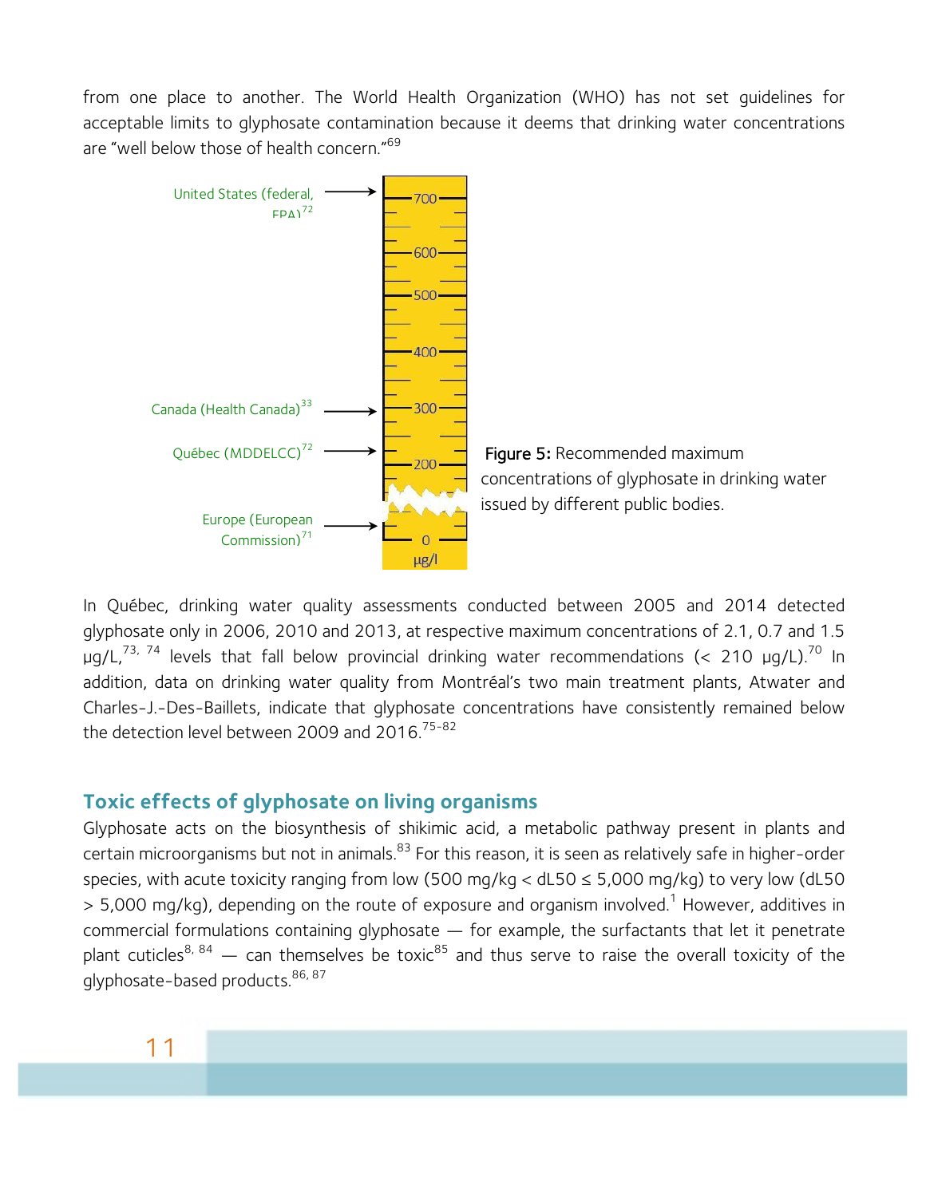from one place to another. The World Health Organization (WHO) has not set guidelines for acceptable limits to glyphosate contamination because it deems that drinking water concentrations are "well below those of health concern."[69]

United States (federal, EPA)[72]

Canada (Health Canada)[33]

Québec (MDDELCC)[72]

Europe (European Commission)[71]

700 — 600 — 500 — 400 — 300 — 200 — 0 µg/l

**Figure 5:** Recommended maximum concentrations of glyphosate in drinking water issued by different public bodies.

In Québec, drinking water quality assessments conducted between 2005 and 2014 detected glyphosate only in 2006, 2010 and 2013, at respective maximum concentrations of 2.1, 0.7 and 1.5 µg/L,[73, 74] levels that fall below provincial drinking water recommendations (< 210 µg/L).[70] In addition, data on drinking water quality from Montréal's two main treatment plants, Atwater and Charles-J.-Des-Baillets, indicate that glyphosate concentrations have consistently remained below the detection level between 2009 and 2016.[75-82]

## Toxic effects of glyphosate on living organisms

Glyphosate acts on the biosynthesis of shikimic acid, a metabolic pathway present in plants and certain microorganisms but not in animals.[83] For this reason, it is seen as relatively safe in higher-order species, with acute toxicity ranging from low (500 mg/kg < dL50 ≤ 5,000 mg/kg) to very low (dL50 > 5,000 mg/kg), depending on the route of exposure and organism involved.[1] However, additives in commercial formulations containing glyphosate — for example, the surfactants that let it penetrate plant cuticles[8, 84] — can themselves be toxic[85] and thus serve to raise the overall toxicity of the glyphosate-based products.[86, 87]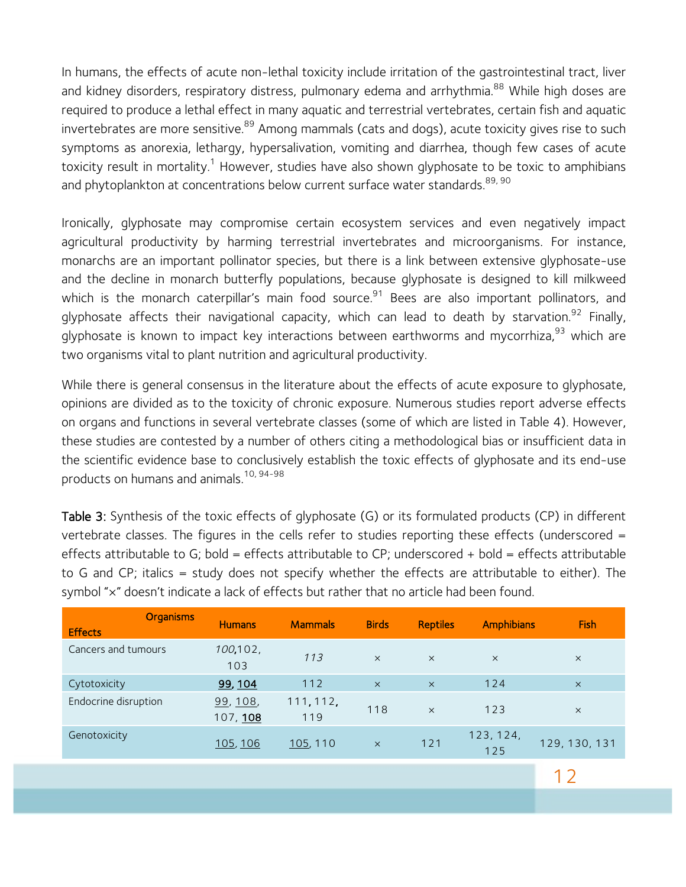In humans, the effects of acute non-lethal toxicity include irritation of the gastrointestinal tract, liver and kidney disorders, respiratory distress, pulmonary edema and arrhythmia.[88] While high doses are required to produce a lethal effect in many aquatic and terrestrial vertebrates, certain fish and aquatic invertebrates are more sensitive.[89] Among mammals (cats and dogs), acute toxicity gives rise to such symptoms as anorexia, lethargy, hypersalivation, vomiting and diarrhea, though few cases of acute toxicity result in mortality.[1] However, studies have also shown glyphosate to be toxic to amphibians and phytoplankton at concentrations below current surface water standards.[89, 90]

Ironically, glyphosate may compromise certain ecosystem services and even negatively impact agricultural productivity by harming terrestrial invertebrates and microorganisms. For instance, monarchs are an important pollinator species, but there is a link between extensive glyphosate-use and the decline in monarch butterfly populations, because glyphosate is designed to kill milkweed which is the monarch caterpillar's main food source.[91] Bees are also important pollinators, and glyphosate affects their navigational capacity, which can lead to death by starvation.[92] Finally, glyphosate is known to impact key interactions between earthworms and mycorrhiza,[93] which are two organisms vital to plant nutrition and agricultural productivity.

While there is general consensus in the literature about the effects of acute exposure to glyphosate, opinions are divided as to the toxicity of chronic exposure. Numerous studies report adverse effects on organs and functions in several vertebrate classes (some of which are listed in Table 4). However, these studies are contested by a number of others citing a methodological bias or insufficient data in the scientific evidence base to conclusively establish the toxic effects of glyphosate and its end-use products on humans and animals.[10, 94-98]

**Table 3:** Synthesis of the toxic effects of glyphosate (G) or its formulated products (CP) in different vertebrate classes. The figures in the cells refer to studies reporting these effects (underscored = effects attributable to G; bold = effects attributable to CP; underscored + bold = effects attributable to G and CP; italics = study does not specify whether the effects are attributable to either). The symbol "×" doesn't indicate a lack of effects but rather that no article had been found.

| Effects \ Organisms | Humans | Mammals | Birds | Reptiles | Amphibians | Fish |
|---|---|---|---|---|---|---|
| Cancers and tumours | *100*,102, 103 | *113* | × | × | × | × |
| Cytotoxicity | <u>**99**</u>, <u>**104**</u> | 112 | × | × | 124 | × |
| Endocrine disruption | <u>99</u>, <u>108</u>, 107, <u>**108**</u> | 111, 112, 119 | 118 | × | 123 | × |
| Genotoxicity | <u>105</u>, <u>106</u> | <u>105</u>, 110 | × | 121 | 123, 124, 125 | 129, 130, 131 |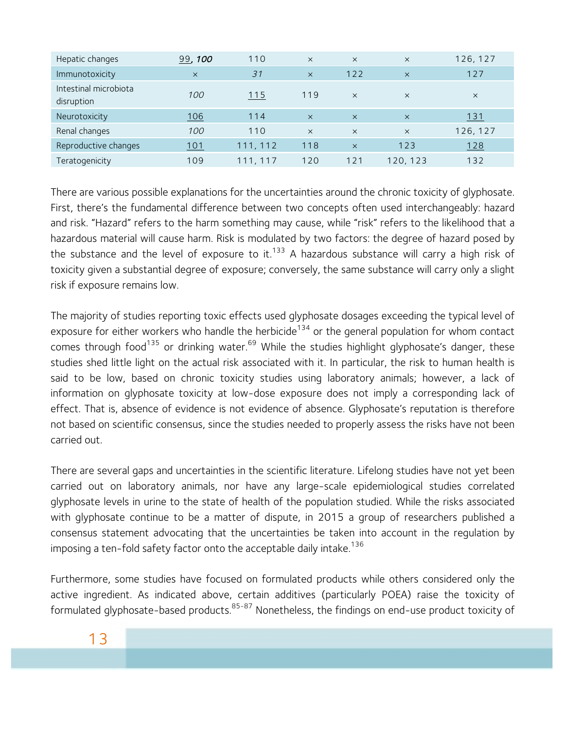| | | | | | | |
|---|---|---|---|---|---|---|
| Hepatic changes | 99, ***100*** | 110 | × | × | × | 126, 127 |
| Immunotoxicity | × | *31* | × | 122 | × | 127 |
| Intestinal microbiota disruption | *100* | 115 | 119 | × | × | × |
| Neurotoxicity | 106 | 114 | × | × | × | 131 |
| Renal changes | *100* | 110 | × | × | × | 126, 127 |
| Reproductive changes | 101 | 111, 112 | 118 | × | 123 | 128 |
| Teratogenicity | 109 | 111, 117 | 120 | 121 | 120, 123 | 132 |

There are various possible explanations for the uncertainties around the chronic toxicity of glyphosate. First, there's the fundamental difference between two concepts often used interchangeably: hazard and risk. "Hazard" refers to the harm something may cause, while "risk" refers to the likelihood that a hazardous material will cause harm. Risk is modulated by two factors: the degree of hazard posed by the substance and the level of exposure to it.[133] A hazardous substance will carry a high risk of toxicity given a substantial degree of exposure; conversely, the same substance will carry only a slight risk if exposure remains low.

The majority of studies reporting toxic effects used glyphosate dosages exceeding the typical level of exposure for either workers who handle the herbicide[134] or the general population for whom contact comes through food[135] or drinking water.[69] While the studies highlight glyphosate's danger, these studies shed little light on the actual risk associated with it. In particular, the risk to human health is said to be low, based on chronic toxicity studies using laboratory animals; however, a lack of information on glyphosate toxicity at low-dose exposure does not imply a corresponding lack of effect. That is, absence of evidence is not evidence of absence. Glyphosate's reputation is therefore not based on scientific consensus, since the studies needed to properly assess the risks have not been carried out.

There are several gaps and uncertainties in the scientific literature. Lifelong studies have not yet been carried out on laboratory animals, nor have any large-scale epidemiological studies correlated glyphosate levels in urine to the state of health of the population studied. While the risks associated with glyphosate continue to be a matter of dispute, in 2015 a group of researchers published a consensus statement advocating that the uncertainties be taken into account in the regulation by imposing a ten-fold safety factor onto the acceptable daily intake.[136]

Furthermore, some studies have focused on formulated products while others considered only the active ingredient. As indicated above, certain additives (particularly POEA) raise the toxicity of formulated glyphosate-based products.[85-87] Nonetheless, the findings on end-use product toxicity of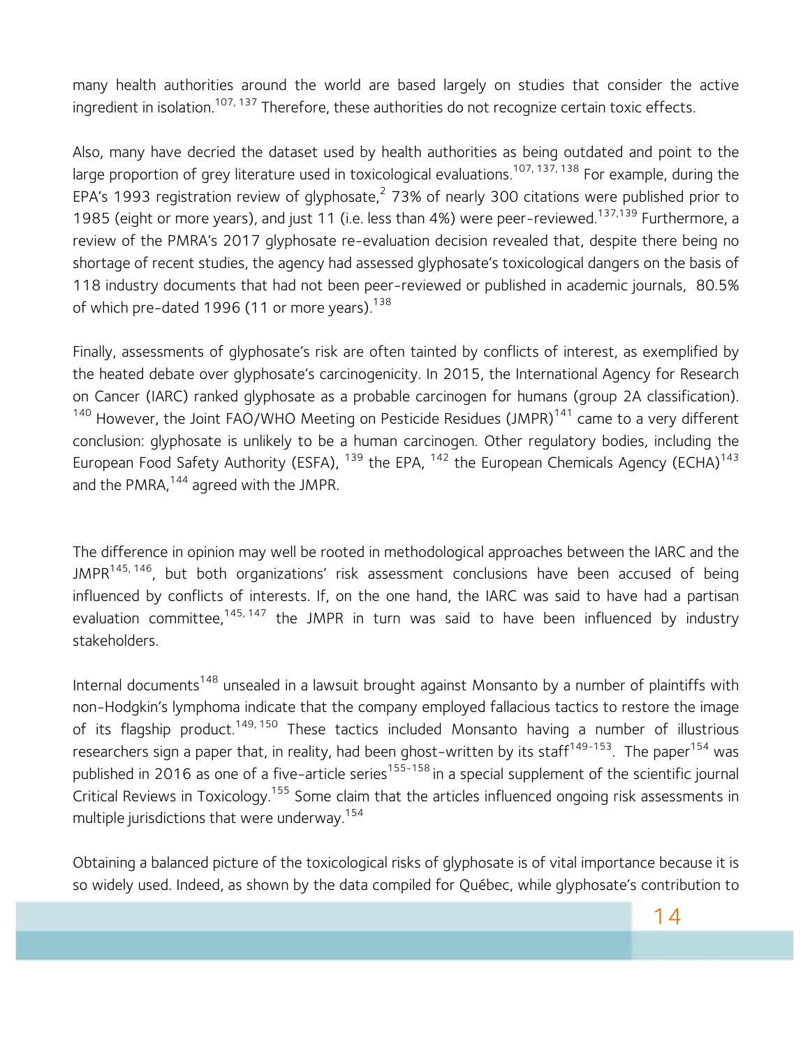many health authorities around the world are based largely on studies that consider the active ingredient in isolation.[107, 137] Therefore, these authorities do not recognize certain toxic effects.

Also, many have decried the dataset used by health authorities as being outdated and point to the large proportion of grey literature used in toxicological evaluations.[107, 137, 138] For example, during the EPA's 1993 registration review of glyphosate,[2] 73% of nearly 300 citations were published prior to 1985 (eight or more years), and just 11 (i.e. less than 4%) were peer-reviewed.[137,139] Furthermore, a review of the PMRA's 2017 glyphosate re-evaluation decision revealed that, despite there being no shortage of recent studies, the agency had assessed glyphosate's toxicological dangers on the basis of 118 industry documents that had not been peer-reviewed or published in academic journals, 80.5% of which pre-dated 1996 (11 or more years).[138]

Finally, assessments of glyphosate's risk are often tainted by conflicts of interest, as exemplified by the heated debate over glyphosate's carcinogenicity. In 2015, the International Agency for Research on Cancer (IARC) ranked glyphosate as a probable carcinogen for humans (group 2A classification).[140] However, the Joint FAO/WHO Meeting on Pesticide Residues (JMPR)[141] came to a very different conclusion: glyphosate is unlikely to be a human carcinogen. Other regulatory bodies, including the European Food Safety Authority (ESFA),[139] the EPA,[142] the European Chemicals Agency (ECHA)[143] and the PMRA,[144] agreed with the JMPR.

The difference in opinion may well be rooted in methodological approaches between the IARC and the JMPR[145, 146], but both organizations' risk assessment conclusions have been accused of being influenced by conflicts of interests. If, on the one hand, the IARC was said to have had a partisan evaluation committee,[145, 147] the JMPR in turn was said to have been influenced by industry stakeholders.

Internal documents[148] unsealed in a lawsuit brought against Monsanto by a number of plaintiffs with non-Hodgkin's lymphoma indicate that the company employed fallacious tactics to restore the image of its flagship product.[149, 150] These tactics included Monsanto having a number of illustrious researchers sign a paper that, in reality, had been ghost-written by its staff[149-153]. The paper[154] was published in 2016 as one of a five-article series[155-158] in a special supplement of the scientific journal Critical Reviews in Toxicology.[155] Some claim that the articles influenced ongoing risk assessments in multiple jurisdictions that were underway.[154]

Obtaining a balanced picture of the toxicological risks of glyphosate is of vital importance because it is so widely used. Indeed, as shown by the data compiled for Québec, while glyphosate's contribution to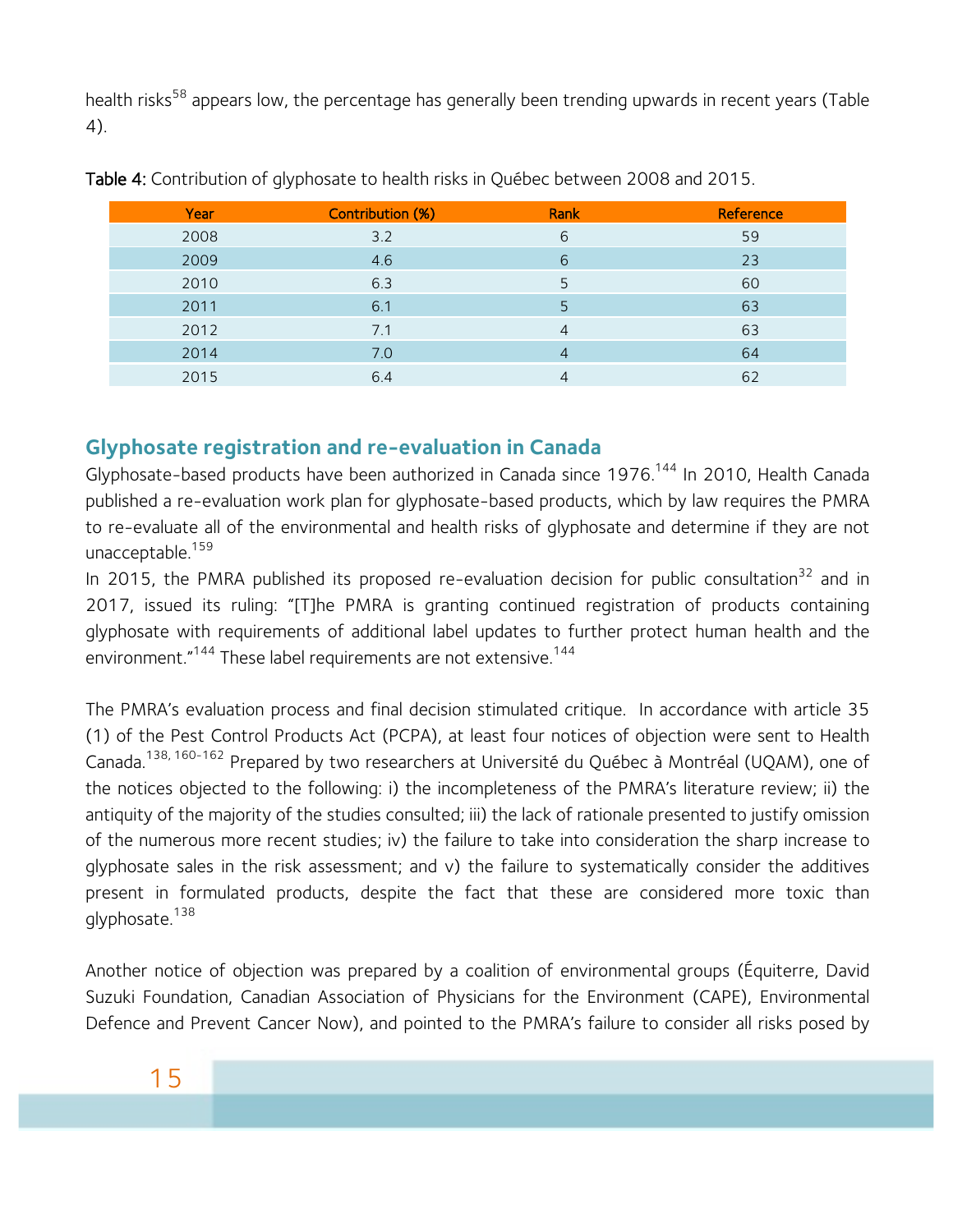health risks[58] appears low, the percentage has generally been trending upwards in recent years (Table 4).

**Table 4:** Contribution of glyphosate to health risks in Québec between 2008 and 2015.

| Year | Contribution (%) | Rank | Reference |
|---|---|---|---|
| 2008 | 3.2 | 6 | 59 |
| 2009 | 4.6 | 6 | 23 |
| 2010 | 6.3 | 5 | 60 |
| 2011 | 6.1 | 5 | 63 |
| 2012 | 7.1 | 4 | 63 |
| 2014 | 7.0 | 4 | 64 |
| 2015 | 6.4 | 4 | 62 |

## Glyphosate registration and re-evaluation in Canada

Glyphosate-based products have been authorized in Canada since 1976.[144] In 2010, Health Canada published a re-evaluation work plan for glyphosate-based products, which by law requires the PMRA to re-evaluate all of the environmental and health risks of glyphosate and determine if they are not unacceptable.[159]

In 2015, the PMRA published its proposed re-evaluation decision for public consultation[32] and in 2017, issued its ruling: "[T]he PMRA is granting continued registration of products containing glyphosate with requirements of additional label updates to further protect human health and the environment."[144] These label requirements are not extensive.[144]

The PMRA's evaluation process and final decision stimulated critique. In accordance with article 35 (1) of the Pest Control Products Act (PCPA), at least four notices of objection were sent to Health Canada.[138, 160-162] Prepared by two researchers at Université du Québec à Montréal (UQAM), one of the notices objected to the following: i) the incompleteness of the PMRA's literature review; ii) the antiquity of the majority of the studies consulted; iii) the lack of rationale presented to justify omission of the numerous more recent studies; iv) the failure to take into consideration the sharp increase to glyphosate sales in the risk assessment; and v) the failure to systematically consider the additives present in formulated products, despite the fact that these are considered more toxic than glyphosate.[138]

Another notice of objection was prepared by a coalition of environmental groups (Équiterre, David Suzuki Foundation, Canadian Association of Physicians for the Environment (CAPE), Environmental Defence and Prevent Cancer Now), and pointed to the PMRA's failure to consider all risks posed by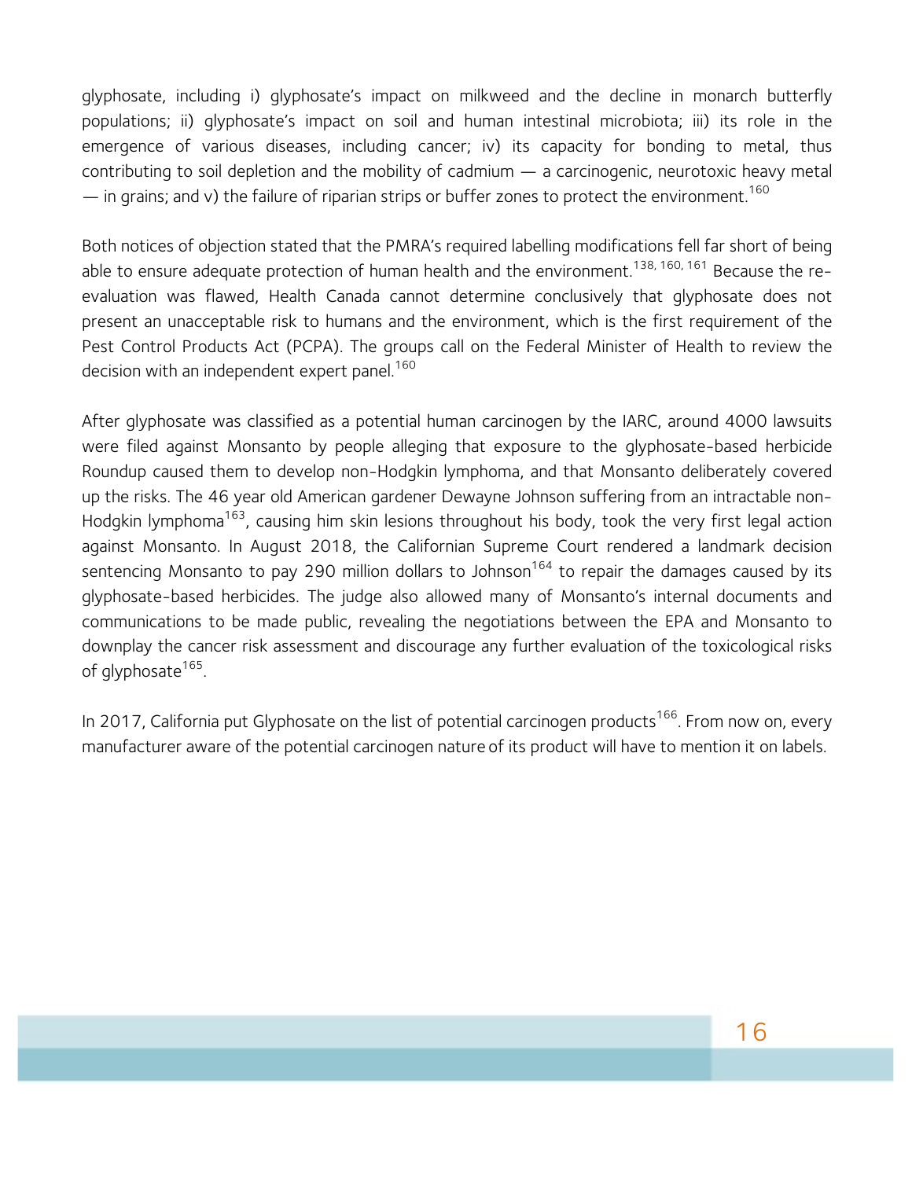glyphosate, including i) glyphosate's impact on milkweed and the decline in monarch butterfly populations; ii) glyphosate's impact on soil and human intestinal microbiota; iii) its role in the emergence of various diseases, including cancer; iv) its capacity for bonding to metal, thus contributing to soil depletion and the mobility of cadmium — a carcinogenic, neurotoxic heavy metal — in grains; and v) the failure of riparian strips or buffer zones to protect the environment.[160]

Both notices of objection stated that the PMRA's required labelling modifications fell far short of being able to ensure adequate protection of human health and the environment.[138, 160, 161] Because the re-evaluation was flawed, Health Canada cannot determine conclusively that glyphosate does not present an unacceptable risk to humans and the environment, which is the first requirement of the Pest Control Products Act (PCPA). The groups call on the Federal Minister of Health to review the decision with an independent expert panel.[160]

After glyphosate was classified as a potential human carcinogen by the IARC, around 4000 lawsuits were filed against Monsanto by people alleging that exposure to the glyphosate-based herbicide Roundup caused them to develop non-Hodgkin lymphoma, and that Monsanto deliberately covered up the risks. The 46 year old American gardener Dewayne Johnson suffering from an intractable non-Hodgkin lymphoma[163], causing him skin lesions throughout his body, took the very first legal action against Monsanto. In August 2018, the Californian Supreme Court rendered a landmark decision sentencing Monsanto to pay 290 million dollars to Johnson[164] to repair the damages caused by its glyphosate-based herbicides. The judge also allowed many of Monsanto's internal documents and communications to be made public, revealing the negotiations between the EPA and Monsanto to downplay the cancer risk assessment and discourage any further evaluation of the toxicological risks of glyphosate[165].

In 2017, California put Glyphosate on the list of potential carcinogen products[166]. From now on, every manufacturer aware of the potential carcinogen nature of its product will have to mention it on labels.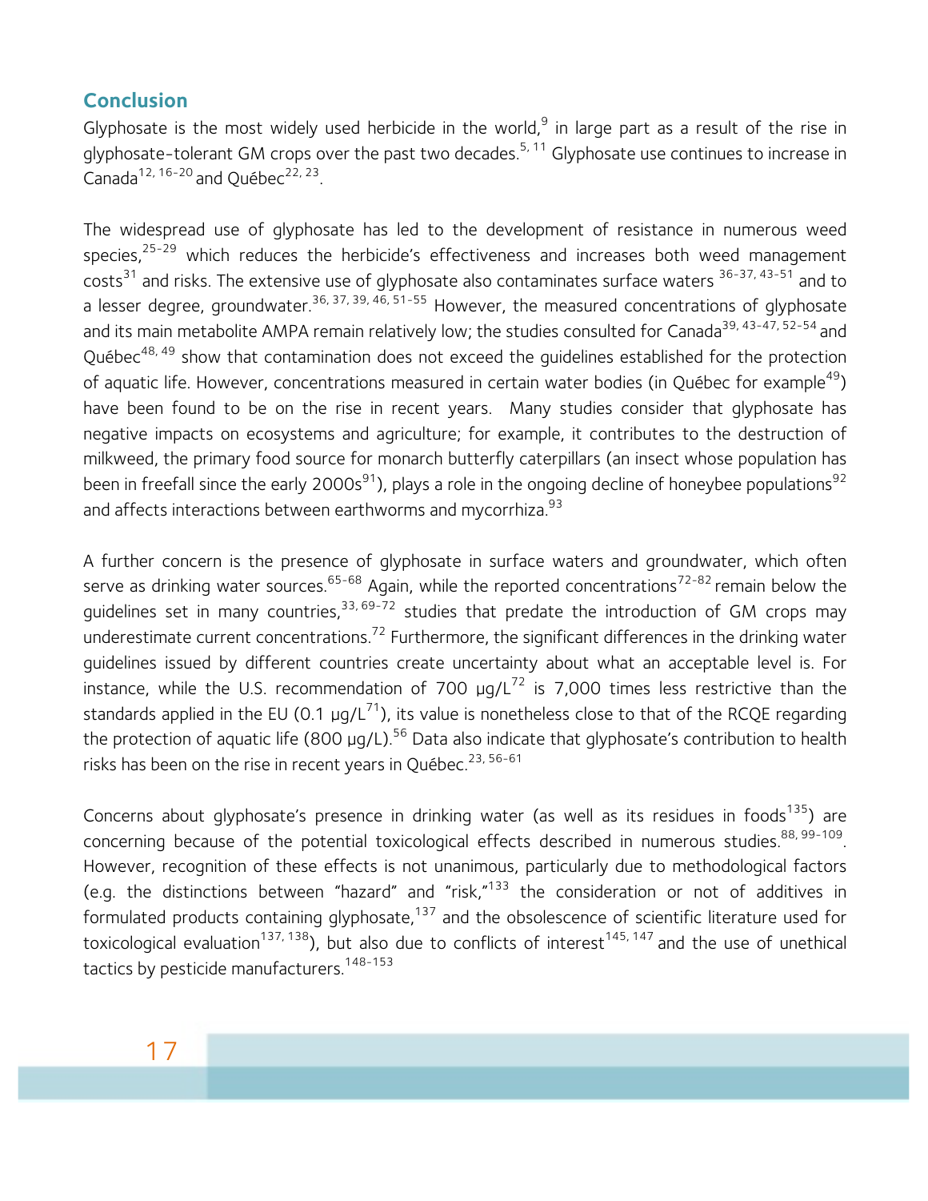## Conclusion

Glyphosate is the most widely used herbicide in the world,[9] in large part as a result of the rise in glyphosate-tolerant GM crops over the past two decades.[5, 11] Glyphosate use continues to increase in Canada[12, 16-20] and Québec[22, 23].

The widespread use of glyphosate has led to the development of resistance in numerous weed species,[25-29] which reduces the herbicide's effectiveness and increases both weed management costs[31] and risks. The extensive use of glyphosate also contaminates surface waters [36-37, 43-51] and to a lesser degree, groundwater.[36, 37, 39, 46, 51-55] However, the measured concentrations of glyphosate and its main metabolite AMPA remain relatively low; the studies consulted for Canada[39, 43-47, 52-54] and Québec[48, 49] show that contamination does not exceed the guidelines established for the protection of aquatic life. However, concentrations measured in certain water bodies (in Québec for example[49]) have been found to be on the rise in recent years. Many studies consider that glyphosate has negative impacts on ecosystems and agriculture; for example, it contributes to the destruction of milkweed, the primary food source for monarch butterfly caterpillars (an insect whose population has been in freefall since the early 2000s[91]), plays a role in the ongoing decline of honeybee populations[92] and affects interactions between earthworms and mycorrhiza.[93]

A further concern is the presence of glyphosate in surface waters and groundwater, which often serve as drinking water sources.[65-68] Again, while the reported concentrations[72-82] remain below the guidelines set in many countries,[33, 69-72] studies that predate the introduction of GM crops may underestimate current concentrations.[72] Furthermore, the significant differences in the drinking water guidelines issued by different countries create uncertainty about what an acceptable level is. For instance, while the U.S. recommendation of 700 µg/L[72] is 7,000 times less restrictive than the standards applied in the EU (0.1 µg/L[71]), its value is nonetheless close to that of the RCQE regarding the protection of aquatic life (800 µg/L).[56] Data also indicate that glyphosate's contribution to health risks has been on the rise in recent years in Québec.[23, 56-61]

Concerns about glyphosate's presence in drinking water (as well as its residues in foods[135]) are concerning because of the potential toxicological effects described in numerous studies.[88, 99-109]. However, recognition of these effects is not unanimous, particularly due to methodological factors (e.g. the distinctions between "hazard" and "risk,"[133] the consideration or not of additives in formulated products containing glyphosate,[137] and the obsolescence of scientific literature used for toxicological evaluation[137, 138]), but also due to conflicts of interest[145, 147] and the use of unethical tactics by pesticide manufacturers.[148-153]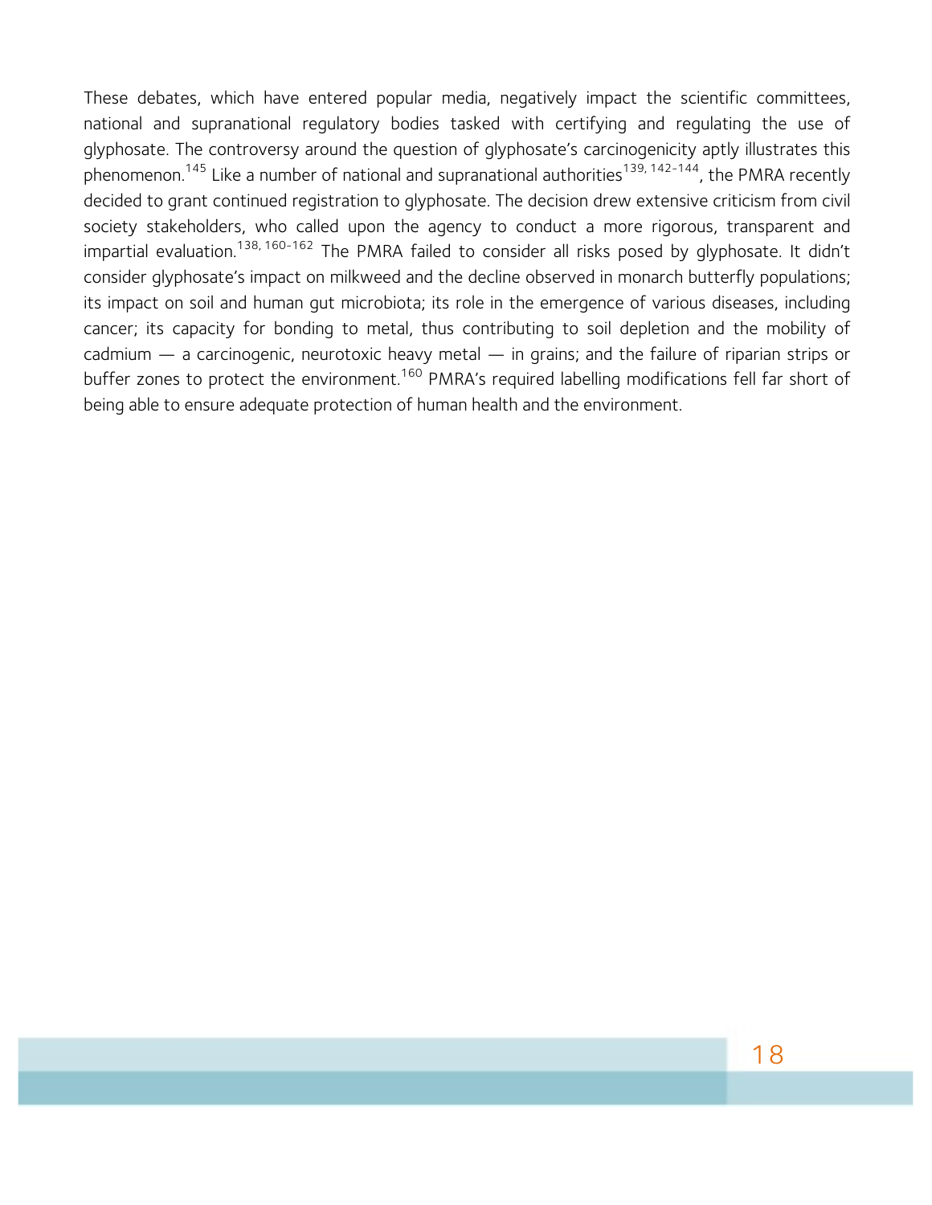These debates, which have entered popular media, negatively impact the scientific committees, national and supranational regulatory bodies tasked with certifying and regulating the use of glyphosate. The controversy around the question of glyphosate's carcinogenicity aptly illustrates this phenomenon.[145] Like a number of national and supranational authorities[139, 142-144], the PMRA recently decided to grant continued registration to glyphosate. The decision drew extensive criticism from civil society stakeholders, who called upon the agency to conduct a more rigorous, transparent and impartial evaluation.[138, 160-162] The PMRA failed to consider all risks posed by glyphosate. It didn't consider glyphosate's impact on milkweed and the decline observed in monarch butterfly populations; its impact on soil and human gut microbiota; its role in the emergence of various diseases, including cancer; its capacity for bonding to metal, thus contributing to soil depletion and the mobility of cadmium — a carcinogenic, neurotoxic heavy metal — in grains; and the failure of riparian strips or buffer zones to protect the environment.[160] PMRA's required labelling modifications fell far short of being able to ensure adequate protection of human health and the environment.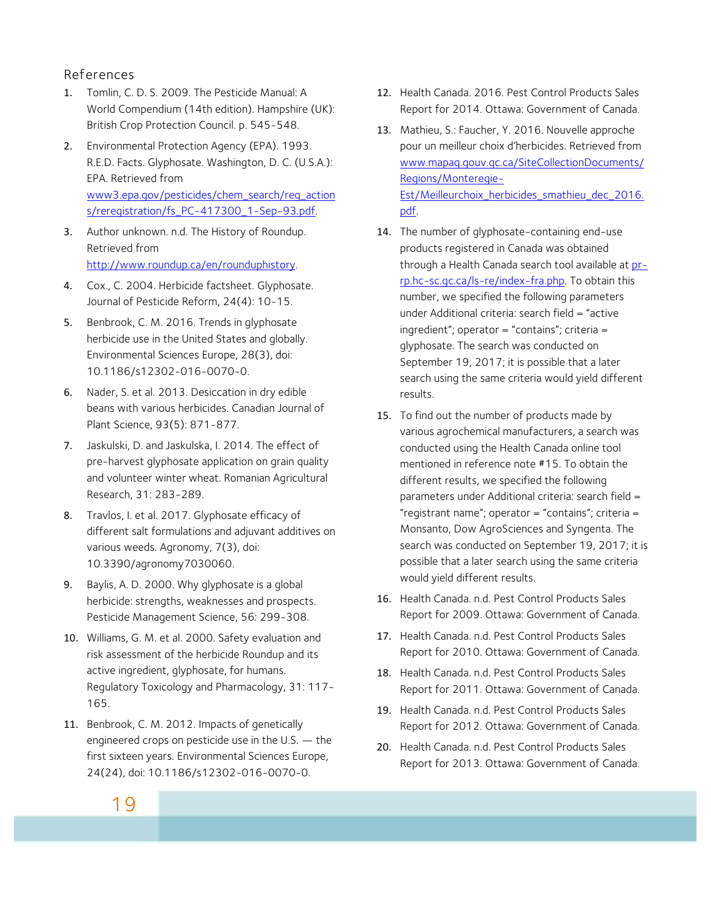## References

1. Tomlin, C. D. S. 2009. The Pesticide Manual: A World Compendium (14th edition). Hampshire (UK): British Crop Protection Council. p. 545-548.
2. Environmental Protection Agency (EPA). 1993. R.E.D. Facts. Glyphosate. Washington, D. C. (U.S.A.): EPA. Retrieved from www3.epa.gov/pesticides/chem_search/reg_actions/reregistration/fs_PC-417300_1-Sep-93.pdf.
3. Author unknown. n.d. The History of Roundup. Retrieved from http://www.roundup.ca/en/rounduphistory.
4. Cox., C. 2004. Herbicide factsheet. Glyphosate. Journal of Pesticide Reform, 24(4): 10-15.
5. Benbrook, C. M. 2016. Trends in glyphosate herbicide use in the United States and globally. Environmental Sciences Europe, 28(3), doi: 10.1186/s12302-016-0070-0.
6. Nader, S. et al. 2013. Desiccation in dry edible beans with various herbicides. Canadian Journal of Plant Science, 93(5): 871-877.
7. Jaskulski, D. and Jaskulska, I. 2014. The effect of pre-harvest glyphosate application on grain quality and volunteer winter wheat. Romanian Agricultural Research, 31: 283-289.
8. Travlos, I. et al. 2017. Glyphosate efficacy of different salt formulations and adjuvant additives on various weeds. Agronomy, 7(3), doi: 10.3390/agronomy7030060.
9. Baylis, A. D. 2000. Why glyphosate is a global herbicide: strengths, weaknesses and prospects. Pesticide Management Science, 56: 299-308.
10. Williams, G. M. et al. 2000. Safety evaluation and risk assessment of the herbicide Roundup and its active ingredient, glyphosate, for humans. Regulatory Toxicology and Pharmacology, 31: 117-165.
11. Benbrook, C. M. 2012. Impacts of genetically engineered crops on pesticide use in the U.S. — the first sixteen years. Environmental Sciences Europe, 24(24), doi: 10.1186/s12302-016-0070-0.
12. Health Canada. 2016. Pest Control Products Sales Report for 2014. Ottawa: Government of Canada.
13. Mathieu, S.: Faucher, Y. 2016. Nouvelle approche pour un meilleur choix d'herbicides. Retrieved from www.mapaq.gouv.qc.ca/SiteCollectionDocuments/Regions/Monteregie-Est/Meilleurchoix_herbicides_smathieu_dec_2016.pdf.
14. The number of glyphosate-containing end-use products registered in Canada was obtained through a Health Canada search tool available at pr-rp.hc-sc.gc.ca/ls-re/index-fra.php. To obtain this number, we specified the following parameters under Additional criteria: search field = "active ingredient"; operator = "contains"; criteria = glyphosate. The search was conducted on September 19, 2017; it is possible that a later search using the same criteria would yield different results.
15. To find out the number of products made by various agrochemical manufacturers, a search was conducted using the Health Canada online tool mentioned in reference note #15. To obtain the different results, we specified the following parameters under Additional criteria: search field = "registrant name"; operator = "contains"; criteria = Monsanto, Dow AgroSciences and Syngenta. The search was conducted on September 19, 2017; it is possible that a later search using the same criteria would yield different results.
16. Health Canada. n.d. Pest Control Products Sales Report for 2009. Ottawa: Government of Canada.
17. Health Canada. n.d. Pest Control Products Sales Report for 2010. Ottawa: Government of Canada.
18. Health Canada. n.d. Pest Control Products Sales Report for 2011. Ottawa: Government of Canada.
19. Health Canada. n.d. Pest Control Products Sales Report for 2012. Ottawa: Government of Canada.
20. Health Canada. n.d. Pest Control Products Sales Report for 2013. Ottawa: Government of Canada.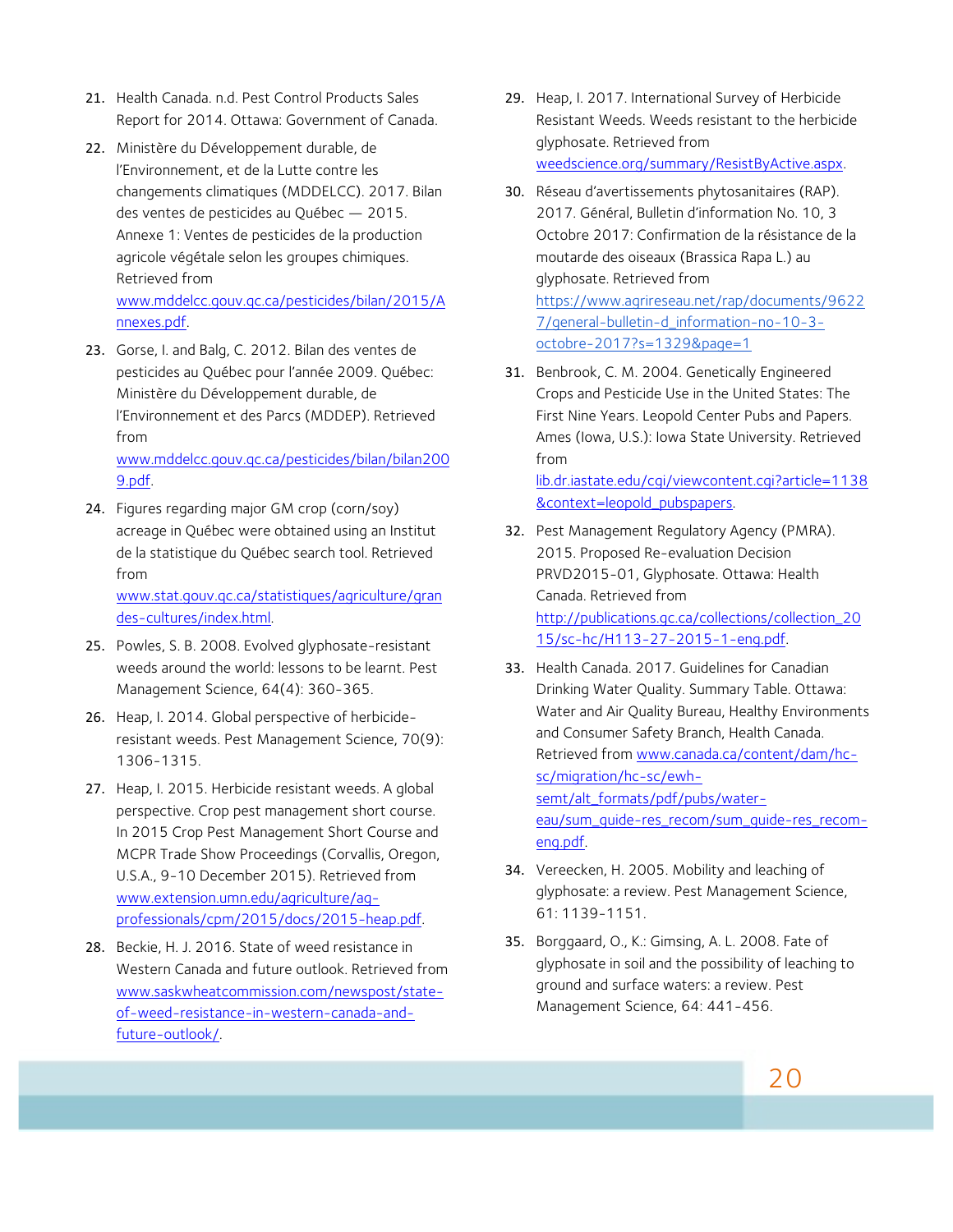21. Health Canada. n.d. Pest Control Products Sales Report for 2014. Ottawa: Government of Canada.
22. Ministère du Développement durable, de l'Environnement, et de la Lutte contre les changements climatiques (MDDELCC). 2017. Bilan des ventes de pesticides au Québec — 2015. Annexe 1: Ventes de pesticides de la production agricole végétale selon les groupes chimiques. Retrieved from www.mddelcc.gouv.qc.ca/pesticides/bilan/2015/Annexes.pdf.
23. Gorse, I. and Balg, C. 2012. Bilan des ventes de pesticides au Québec pour l'année 2009. Québec: Ministère du Développement durable, de l'Environnement et des Parcs (MDDEP). Retrieved from www.mddelcc.gouv.qc.ca/pesticides/bilan/bilan2009.pdf.
24. Figures regarding major GM crop (corn/soy) acreage in Québec were obtained using an Institut de la statistique du Québec search tool. Retrieved from www.stat.gouv.qc.ca/statistiques/agriculture/grandes-cultures/index.html.
25. Powles, S. B. 2008. Evolved glyphosate-resistant weeds around the world: lessons to be learnt. Pest Management Science, 64(4): 360-365.
26. Heap, I. 2014. Global perspective of herbicide-resistant weeds. Pest Management Science, 70(9): 1306-1315.
27. Heap, I. 2015. Herbicide resistant weeds. A global perspective. Crop pest management short course. In 2015 Crop Pest Management Short Course and MCPR Trade Show Proceedings (Corvallis, Oregon, U.S.A., 9-10 December 2015). Retrieved from www.extension.umn.edu/agriculture/ag-professionals/cpm/2015/docs/2015-heap.pdf.
28. Beckie, H. J. 2016. State of weed resistance in Western Canada and future outlook. Retrieved from www.saskwheatcommission.com/newspost/state-of-weed-resistance-in-western-canada-and-future-outlook/.
29. Heap, I. 2017. International Survey of Herbicide Resistant Weeds. Weeds resistant to the herbicide glyphosate. Retrieved from weedscience.org/summary/ResistByActive.aspx.
30. Réseau d'avertissements phytosanitaires (RAP). 2017. Général, Bulletin d'information No. 10, 3 Octobre 2017: Confirmation de la résistance de la moutarde des oiseaux (Brassica Rapa L.) au glyphosate. Retrieved from https://www.agrireseau.net/rap/documents/96227/general-bulletin-d_information-no-10-3-octobre-2017?s=1329&page=1
31. Benbrook, C. M. 2004. Genetically Engineered Crops and Pesticide Use in the United States: The First Nine Years. Leopold Center Pubs and Papers. Ames (Iowa, U.S.): Iowa State University. Retrieved from lib.dr.iastate.edu/cgi/viewcontent.cgi?article=1138&context=leopold_pubspapers.
32. Pest Management Regulatory Agency (PMRA). 2015. Proposed Re-evaluation Decision PRVD2015-01, Glyphosate. Ottawa: Health Canada. Retrieved from http://publications.gc.ca/collections/collection_2015/sc-hc/H113-27-2015-1-eng.pdf.
33. Health Canada. 2017. Guidelines for Canadian Drinking Water Quality. Summary Table. Ottawa: Water and Air Quality Bureau, Healthy Environments and Consumer Safety Branch, Health Canada. Retrieved from www.canada.ca/content/dam/hc-sc/migration/hc-sc/ewh-semt/alt_formats/pdf/pubs/water-eau/sum_guide-res_recom/sum_guide-res_recom-eng.pdf.
34. Vereecken, H. 2005. Mobility and leaching of glyphosate: a review. Pest Management Science, 61: 1139-1151.
35. Borggaard, O., K.: Gimsing, A. L. 2008. Fate of glyphosate in soil and the possibility of leaching to ground and surface waters: a review. Pest Management Science, 64: 441-456.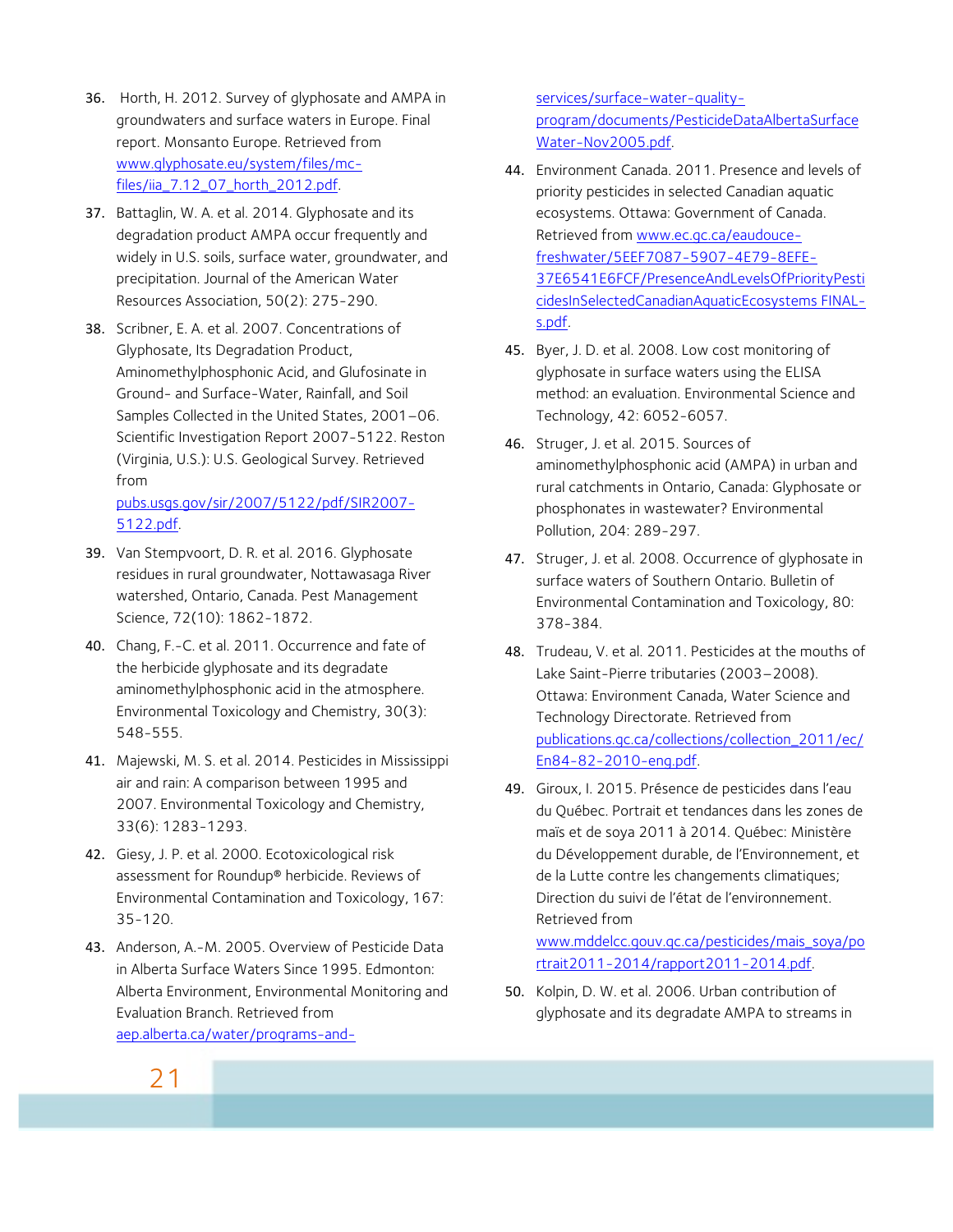36. Horth, H. 2012. Survey of glyphosate and AMPA in groundwaters and surface waters in Europe. Final report. Monsanto Europe. Retrieved from www.glyphosate.eu/system/files/mc-files/iia_7.12_07_horth_2012.pdf.

37. Battaglin, W. A. et al. 2014. Glyphosate and its degradation product AMPA occur frequently and widely in U.S. soils, surface water, groundwater, and precipitation. Journal of the American Water Resources Association, 50(2): 275-290.

38. Scribner, E. A. et al. 2007. Concentrations of Glyphosate, Its Degradation Product, Aminomethylphosphonic Acid, and Glufosinate in Ground- and Surface-Water, Rainfall, and Soil Samples Collected in the United States, 2001–06. Scientific Investigation Report 2007-5122. Reston (Virginia, U.S.): U.S. Geological Survey. Retrieved from pubs.usgs.gov/sir/2007/5122/pdf/SIR2007-5122.pdf.

39. Van Stempvoort, D. R. et al. 2016. Glyphosate residues in rural groundwater, Nottawasaga River watershed, Ontario, Canada. Pest Management Science, 72(10): 1862-1872.

40. Chang, F.-C. et al. 2011. Occurrence and fate of the herbicide glyphosate and its degradate aminomethylphosphonic acid in the atmosphere. Environmental Toxicology and Chemistry, 30(3): 548-555.

41. Majewski, M. S. et al. 2014. Pesticides in Mississippi air and rain: A comparison between 1995 and 2007. Environmental Toxicology and Chemistry, 33(6): 1283-1293.

42. Giesy, J. P. et al. 2000. Ecotoxicological risk assessment for Roundup® herbicide. Reviews of Environmental Contamination and Toxicology, 167: 35-120.

43. Anderson, A.-M. 2005. Overview of Pesticide Data in Alberta Surface Waters Since 1995. Edmonton: Alberta Environment, Environmental Monitoring and Evaluation Branch. Retrieved from aep.alberta.ca/water/programs-and-services/surface-water-quality-program/documents/PesticideDataAlbertaSurfaceWater-Nov2005.pdf.

44. Environment Canada. 2011. Presence and levels of priority pesticides in selected Canadian aquatic ecosystems. Ottawa: Government of Canada. Retrieved from www.ec.gc.ca/eaudouce-freshwater/5EEF7087-5907-4E79-8EFE-37E6541E6FCF/PresenceAndLevelsOfPriorityPesticidesInSelectedCanadianAquaticEcosystems FINAL-s.pdf.

45. Byer, J. D. et al. 2008. Low cost monitoring of glyphosate in surface waters using the ELISA method: an evaluation. Environmental Science and Technology, 42: 6052-6057.

46. Struger, J. et al. 2015. Sources of aminomethylphosphonic acid (AMPA) in urban and rural catchments in Ontario, Canada: Glyphosate or phosphonates in wastewater? Environmental Pollution, 204: 289-297.

47. Struger, J. et al. 2008. Occurrence of glyphosate in surface waters of Southern Ontario. Bulletin of Environmental Contamination and Toxicology, 80: 378-384.

48. Trudeau, V. et al. 2011. Pesticides at the mouths of Lake Saint-Pierre tributaries (2003–2008). Ottawa: Environment Canada, Water Science and Technology Directorate. Retrieved from publications.gc.ca/collections/collection_2011/ec/En84-82-2010-eng.pdf.

49. Giroux, I. 2015. Présence de pesticides dans l'eau du Québec. Portrait et tendances dans les zones de maïs et de soya 2011 à 2014. Québec: Ministère du Développement durable, de l'Environnement, et de la Lutte contre les changements climatiques; Direction du suivi de l'état de l'environnement. Retrieved from www.mddelcc.gouv.qc.ca/pesticides/mais_soya/portrait2011-2014/rapport2011-2014.pdf.

50. Kolpin, D. W. et al. 2006. Urban contribution of glyphosate and its degradate AMPA to streams in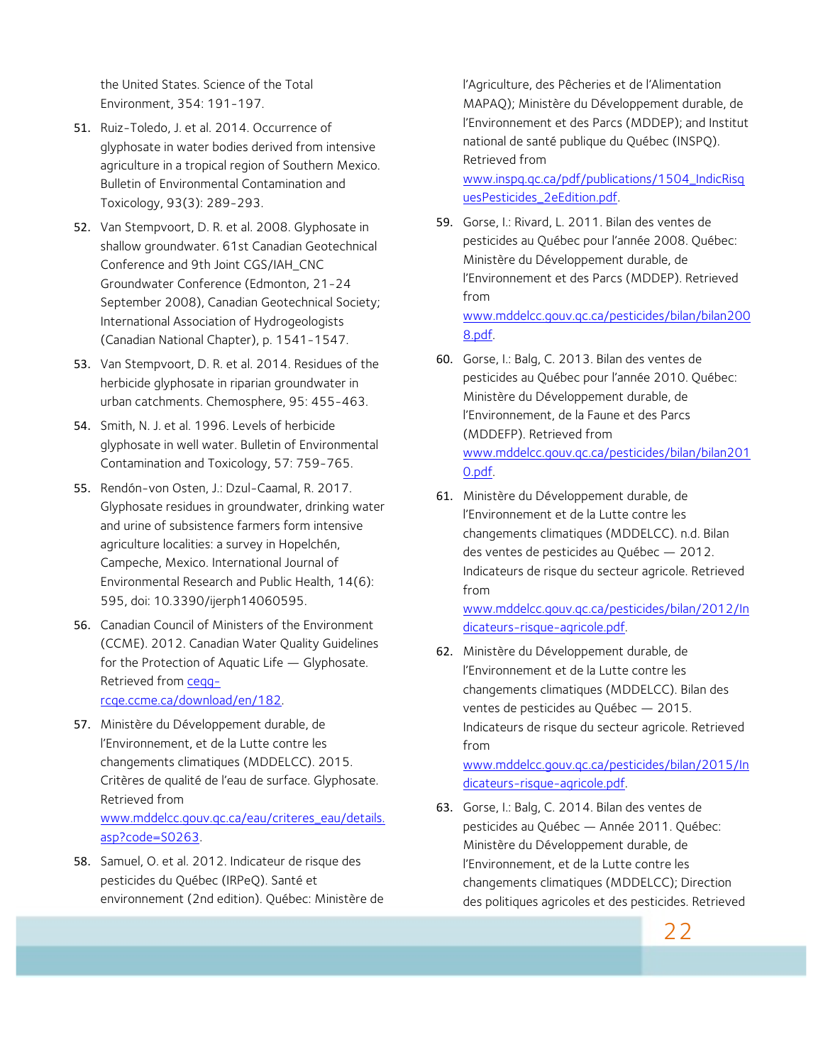the United States. Science of the Total Environment, 354: 191-197.

51. Ruiz-Toledo, J. et al. 2014. Occurrence of glyphosate in water bodies derived from intensive agriculture in a tropical region of Southern Mexico. Bulletin of Environmental Contamination and Toxicology, 93(3): 289-293.

52. Van Stempvoort, D. R. et al. 2008. Glyphosate in shallow groundwater. 61st Canadian Geotechnical Conference and 9th Joint CGS/IAH_CNC Groundwater Conference (Edmonton, 21-24 September 2008), Canadian Geotechnical Society; International Association of Hydrogeologists (Canadian National Chapter), p. 1541-1547.

53. Van Stempvoort, D. R. et al. 2014. Residues of the herbicide glyphosate in riparian groundwater in urban catchments. Chemosphere, 95: 455-463.

54. Smith, N. J. et al. 1996. Levels of herbicide glyphosate in well water. Bulletin of Environmental Contamination and Toxicology, 57: 759-765.

55. Rendón-von Osten, J.: Dzul-Caamal, R. 2017. Glyphosate residues in groundwater, drinking water and urine of subsistence farmers form intensive agriculture localities: a survey in Hopelchén, Campeche, Mexico. International Journal of Environmental Research and Public Health, 14(6): 595, doi: 10.3390/ijerph14060595.

56. Canadian Council of Ministers of the Environment (CCME). 2012. Canadian Water Quality Guidelines for the Protection of Aquatic Life — Glyphosate. Retrieved from ceqg-rcqe.ccme.ca/download/en/182.

57. Ministère du Développement durable, de l'Environnement, et de la Lutte contre les changements climatiques (MDDELCC). 2015. Critères de qualité de l'eau de surface. Glyphosate. Retrieved from www.mddelcc.gouv.qc.ca/eau/criteres_eau/details.asp?code=S0263.

58. Samuel, O. et al. 2012. Indicateur de risque des pesticides du Québec (IRPeQ). Santé et environnement (2nd edition). Québec: Ministère de l'Agriculture, des Pêcheries et de l'Alimentation MAPAQ); Ministère du Développement durable, de l'Environnement et des Parcs (MDDEP); and Institut national de santé publique du Québec (INSPQ). Retrieved from www.inspq.qc.ca/pdf/publications/1504_IndicRisquesPesticides_2eEdition.pdf.

59. Gorse, I.: Rivard, L. 2011. Bilan des ventes de pesticides au Québec pour l'année 2008. Québec: Ministère du Développement durable, de l'Environnement et des Parcs (MDDEP). Retrieved from www.mddelcc.gouv.qc.ca/pesticides/bilan/bilan2008.pdf.

60. Gorse, I.: Balg, C. 2013. Bilan des ventes de pesticides au Québec pour l'année 2010. Québec: Ministère du Développement durable, de l'Environnement, de la Faune et des Parcs (MDDEFP). Retrieved from www.mddelcc.gouv.qc.ca/pesticides/bilan/bilan2010.pdf.

61. Ministère du Développement durable, de l'Environnement et de la Lutte contre les changements climatiques (MDDELCC). n.d. Bilan des ventes de pesticides au Québec — 2012. Indicateurs de risque du secteur agricole. Retrieved from www.mddelcc.gouv.qc.ca/pesticides/bilan/2012/Indicateurs-risque-agricole.pdf.

62. Ministère du Développement durable, de l'Environnement et de la Lutte contre les changements climatiques (MDDELCC). Bilan des ventes de pesticides au Québec — 2015. Indicateurs de risque du secteur agricole. Retrieved from www.mddelcc.gouv.qc.ca/pesticides/bilan/2015/Indicateurs-risque-agricole.pdf.

63. Gorse, I.: Balg, C. 2014. Bilan des ventes de pesticides au Québec — Année 2011. Québec: Ministère du Développement durable, de l'Environnement, et de la Lutte contre les changements climatiques (MDDELCC); Direction des politiques agricoles et des pesticides. Retrieved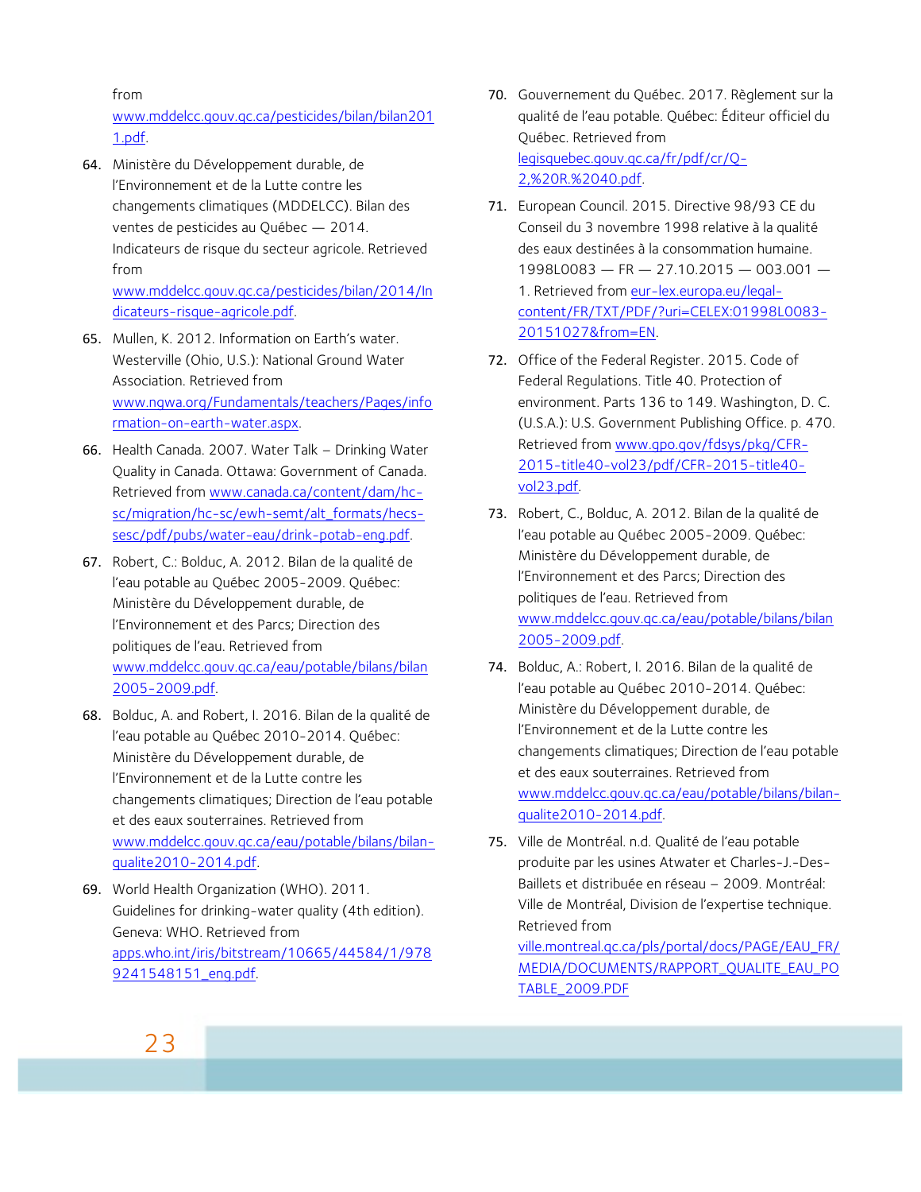from www.mddelcc.gouv.qc.ca/pesticides/bilan/bilan2011.pdf.

64. Ministère du Développement durable, de l'Environnement et de la Lutte contre les changements climatiques (MDDELCC). Bilan des ventes de pesticides au Québec — 2014. Indicateurs de risque du secteur agricole. Retrieved from www.mddelcc.gouv.qc.ca/pesticides/bilan/2014/Indicateurs-risque-agricole.pdf.

65. Mullen, K. 2012. Information on Earth's water. Westerville (Ohio, U.S.): National Ground Water Association. Retrieved from www.ngwa.org/Fundamentals/teachers/Pages/information-on-earth-water.aspx.

66. Health Canada. 2007. Water Talk – Drinking Water Quality in Canada. Ottawa: Government of Canada. Retrieved from www.canada.ca/content/dam/hc-sc/migration/hc-sc/ewh-semt/alt_formats/hecs-sesc/pdf/pubs/water-eau/drink-potab-eng.pdf.

67. Robert, C.: Bolduc, A. 2012. Bilan de la qualité de l'eau potable au Québec 2005-2009. Québec: Ministère du Développement durable, de l'Environnement et des Parcs; Direction des politiques de l'eau. Retrieved from www.mddelcc.gouv.qc.ca/eau/potable/bilans/bilan2005-2009.pdf.

68. Bolduc, A. and Robert, I. 2016. Bilan de la qualité de l'eau potable au Québec 2010-2014. Québec: Ministère du Développement durable, de l'Environnement et de la Lutte contre les changements climatiques; Direction de l'eau potable et des eaux souterraines. Retrieved from www.mddelcc.gouv.qc.ca/eau/potable/bilans/bilan-qualite2010-2014.pdf.

69. World Health Organization (WHO). 2011. Guidelines for drinking-water quality (4th edition). Geneva: WHO. Retrieved from apps.who.int/iris/bitstream/10665/44584/1/9789241548151_eng.pdf.

70. Gouvernement du Québec. 2017. Règlement sur la qualité de l'eau potable. Québec: Éditeur officiel du Québec. Retrieved from legisquebec.gouv.qc.ca/fr/pdf/cr/Q-2,%20R.%2040.pdf.

71. European Council. 2015. Directive 98/93 CE du Conseil du 3 novembre 1998 relative à la qualité des eaux destinées à la consommation humaine. 1998L0083 — FR — 27.10.2015 — 003.001 — 1. Retrieved from eur-lex.europa.eu/legal-content/FR/TXT/PDF/?uri=CELEX:01998L0083-20151027&from=EN.

72. Office of the Federal Register. 2015. Code of Federal Regulations. Title 40. Protection of environment. Parts 136 to 149. Washington, D. C. (U.S.A.): U.S. Government Publishing Office. p. 470. Retrieved from www.gpo.gov/fdsys/pkg/CFR-2015-title40-vol23/pdf/CFR-2015-title40-vol23.pdf.

73. Robert, C., Bolduc, A. 2012. Bilan de la qualité de l'eau potable au Québec 2005-2009. Québec: Ministère du Développement durable, de l'Environnement et des Parcs; Direction des politiques de l'eau. Retrieved from www.mddelcc.gouv.qc.ca/eau/potable/bilans/bilan2005-2009.pdf.

74. Bolduc, A.: Robert, I. 2016. Bilan de la qualité de l'eau potable au Québec 2010-2014. Québec: Ministère du Développement durable, de l'Environnement et de la Lutte contre les changements climatiques; Direction de l'eau potable et des eaux souterraines. Retrieved from www.mddelcc.gouv.qc.ca/eau/potable/bilans/bilan-qualite2010-2014.pdf.

75. Ville de Montréal. n.d. Qualité de l'eau potable produite par les usines Atwater et Charles-J.-Des-Baillets et distribuée en réseau – 2009. Montréal: Ville de Montréal, Division de l'expertise technique. Retrieved from ville.montreal.qc.ca/pls/portal/docs/PAGE/EAU_FR/MEDIA/DOCUMENTS/RAPPORT_QUALITE_EAU_POTABLE_2009.PDF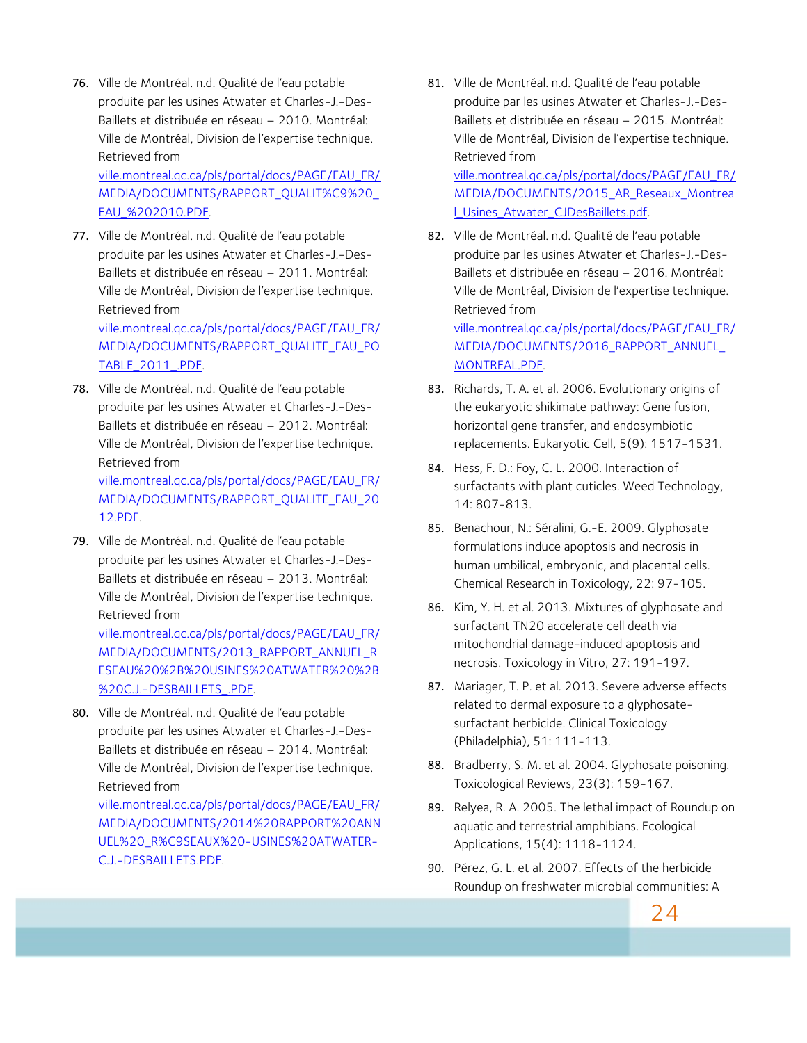76. Ville de Montréal. n.d. Qualité de l'eau potable produite par les usines Atwater et Charles-J.-Des-Baillets et distribuée en réseau – 2010. Montréal: Ville de Montréal, Division de l'expertise technique. Retrieved from ville.montreal.qc.ca/pls/portal/docs/PAGE/EAU_FR/MEDIA/DOCUMENTS/RAPPORT_QUALIT%C9%20_EAU_%202010.PDF.

77. Ville de Montréal. n.d. Qualité de l'eau potable produite par les usines Atwater et Charles-J.-Des-Baillets et distribuée en réseau – 2011. Montréal: Ville de Montréal, Division de l'expertise technique. Retrieved from ville.montreal.qc.ca/pls/portal/docs/PAGE/EAU_FR/MEDIA/DOCUMENTS/RAPPORT_QUALITE_EAU_POTABLE_2011_.PDF.

78. Ville de Montréal. n.d. Qualité de l'eau potable produite par les usines Atwater et Charles-J.-Des-Baillets et distribuée en réseau – 2012. Montréal: Ville de Montréal, Division de l'expertise technique. Retrieved from ville.montreal.qc.ca/pls/portal/docs/PAGE/EAU_FR/MEDIA/DOCUMENTS/RAPPORT_QUALITE_EAU_2012.PDF.

79. Ville de Montréal. n.d. Qualité de l'eau potable produite par les usines Atwater et Charles-J.-Des-Baillets et distribuée en réseau – 2013. Montréal: Ville de Montréal, Division de l'expertise technique. Retrieved from ville.montreal.qc.ca/pls/portal/docs/PAGE/EAU_FR/MEDIA/DOCUMENTS/2013_RAPPORT_ANNUEL_RESEAU%20%2B%20USINES%20ATWATER%20%2B%20C.J.-DESBAILLETS_.PDF.

80. Ville de Montréal. n.d. Qualité de l'eau potable produite par les usines Atwater et Charles-J.-Des-Baillets et distribuée en réseau – 2014. Montréal: Ville de Montréal, Division de l'expertise technique. Retrieved from ville.montreal.qc.ca/pls/portal/docs/PAGE/EAU_FR/MEDIA/DOCUMENTS/2014%20RAPPORT%20ANNUEL%20_R%C9SEAUX%20-USINES%20ATWATER-C.J.-DESBAILLETS.PDF.

81. Ville de Montréal. n.d. Qualité de l'eau potable produite par les usines Atwater et Charles-J.-Des-Baillets et distribuée en réseau – 2015. Montréal: Ville de Montréal, Division de l'expertise technique. Retrieved from ville.montreal.qc.ca/pls/portal/docs/PAGE/EAU_FR/MEDIA/DOCUMENTS/2015_AR_Reseaux_Montreal_Usines_Atwater_CJDesBaillets.pdf.

82. Ville de Montréal. n.d. Qualité de l'eau potable produite par les usines Atwater et Charles-J.-Des-Baillets et distribuée en réseau – 2016. Montréal: Ville de Montréal, Division de l'expertise technique. Retrieved from ville.montreal.qc.ca/pls/portal/docs/PAGE/EAU_FR/MEDIA/DOCUMENTS/2016_RAPPORT_ANNUEL_MONTREAL.PDF.

83. Richards, T. A. et al. 2006. Evolutionary origins of the eukaryotic shikimate pathway: Gene fusion, horizontal gene transfer, and endosymbiotic replacements. Eukaryotic Cell, 5(9): 1517-1531.

84. Hess, F. D.: Foy, C. L. 2000. Interaction of surfactants with plant cuticles. Weed Technology, 14: 807-813.

85. Benachour, N.: Séralini, G.-E. 2009. Glyphosate formulations induce apoptosis and necrosis in human umbilical, embryonic, and placental cells. Chemical Research in Toxicology, 22: 97-105.

86. Kim, Y. H. et al. 2013. Mixtures of glyphosate and surfactant TN20 accelerate cell death via mitochondrial damage-induced apoptosis and necrosis. Toxicology in Vitro, 27: 191-197.

87. Mariager, T. P. et al. 2013. Severe adverse effects related to dermal exposure to a glyphosate-surfactant herbicide. Clinical Toxicology (Philadelphia), 51: 111-113.

88. Bradberry, S. M. et al. 2004. Glyphosate poisoning. Toxicological Reviews, 23(3): 159-167.

89. Relyea, R. A. 2005. The lethal impact of Roundup on aquatic and terrestrial amphibians. Ecological Applications, 15(4): 1118-1124.

90. Pérez, G. L. et al. 2007. Effects of the herbicide Roundup on freshwater microbial communities: A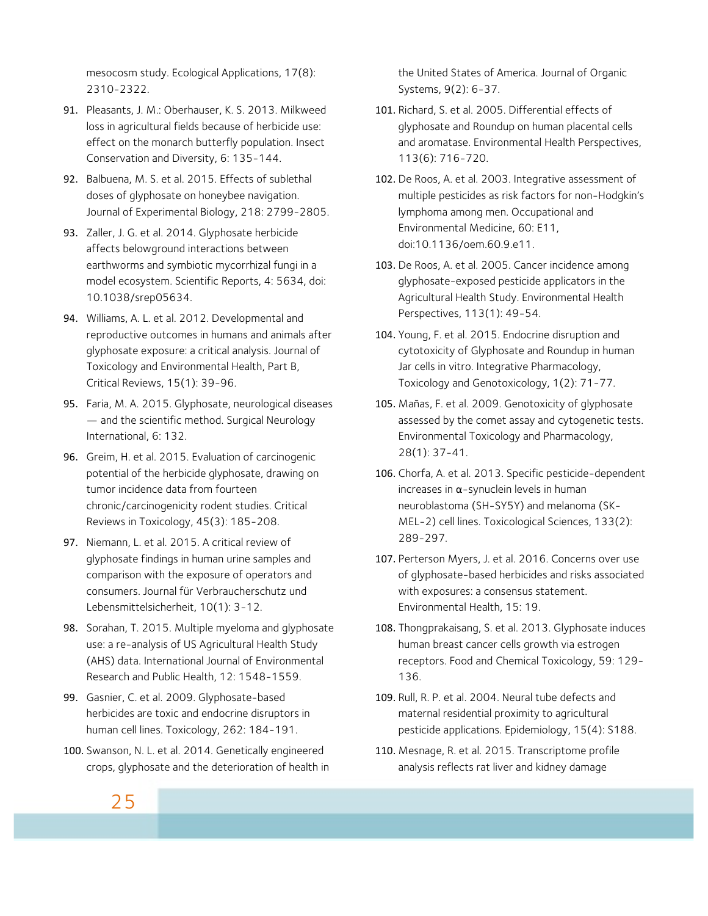mesocosm study. Ecological Applications, 17(8): 2310-2322.

91. Pleasants, J. M.: Oberhauser, K. S. 2013. Milkweed loss in agricultural fields because of herbicide use: effect on the monarch butterfly population. Insect Conservation and Diversity, 6: 135-144.

92. Balbuena, M. S. et al. 2015. Effects of sublethal doses of glyphosate on honeybee navigation. Journal of Experimental Biology, 218: 2799-2805.

93. Zaller, J. G. et al. 2014. Glyphosate herbicide affects belowground interactions between earthworms and symbiotic mycorrhizal fungi in a model ecosystem. Scientific Reports, 4: 5634, doi: 10.1038/srep05634.

94. Williams, A. L. et al. 2012. Developmental and reproductive outcomes in humans and animals after glyphosate exposure: a critical analysis. Journal of Toxicology and Environmental Health, Part B, Critical Reviews, 15(1): 39-96.

95. Faria, M. A. 2015. Glyphosate, neurological diseases — and the scientific method. Surgical Neurology International, 6: 132.

96. Greim, H. et al. 2015. Evaluation of carcinogenic potential of the herbicide glyphosate, drawing on tumor incidence data from fourteen chronic/carcinogenicity rodent studies. Critical Reviews in Toxicology, 45(3): 185-208.

97. Niemann, L. et al. 2015. A critical review of glyphosate findings in human urine samples and comparison with the exposure of operators and consumers. Journal für Verbraucherschutz und Lebensmittelsicherheit, 10(1): 3-12.

98. Sorahan, T. 2015. Multiple myeloma and glyphosate use: a re-analysis of US Agricultural Health Study (AHS) data. International Journal of Environmental Research and Public Health, 12: 1548-1559.

99. Gasnier, C. et al. 2009. Glyphosate-based herbicides are toxic and endocrine disruptors in human cell lines. Toxicology, 262: 184-191.

100. Swanson, N. L. et al. 2014. Genetically engineered crops, glyphosate and the deterioration of health in the United States of America. Journal of Organic Systems, 9(2): 6-37.

101. Richard, S. et al. 2005. Differential effects of glyphosate and Roundup on human placental cells and aromatase. Environmental Health Perspectives, 113(6): 716-720.

102. De Roos, A. et al. 2003. Integrative assessment of multiple pesticides as risk factors for non-Hodgkin's lymphoma among men. Occupational and Environmental Medicine, 60: E11, doi:10.1136/oem.60.9.e11.

103. De Roos, A. et al. 2005. Cancer incidence among glyphosate-exposed pesticide applicators in the Agricultural Health Study. Environmental Health Perspectives, 113(1): 49-54.

104. Young, F. et al. 2015. Endocrine disruption and cytotoxicity of Glyphosate and Roundup in human Jar cells in vitro. Integrative Pharmacology, Toxicology and Genotoxicology, 1(2): 71-77.

105. Mañas, F. et al. 2009. Genotoxicity of glyphosate assessed by the comet assay and cytogenetic tests. Environmental Toxicology and Pharmacology, 28(1): 37-41.

106. Chorfa, A. et al. 2013. Specific pesticide-dependent increases in α-synuclein levels in human neuroblastoma (SH-SY5Y) and melanoma (SK-MEL-2) cell lines. Toxicological Sciences, 133(2): 289-297.

107. Perterson Myers, J. et al. 2016. Concerns over use of glyphosate-based herbicides and risks associated with exposures: a consensus statement. Environmental Health, 15: 19.

108. Thongprakaisang, S. et al. 2013. Glyphosate induces human breast cancer cells growth via estrogen receptors. Food and Chemical Toxicology, 59: 129-136.

109. Rull, R. P. et al. 2004. Neural tube defects and maternal residential proximity to agricultural pesticide applications. Epidemiology, 15(4): S188.

110. Mesnage, R. et al. 2015. Transcriptome profile analysis reflects rat liver and kidney damage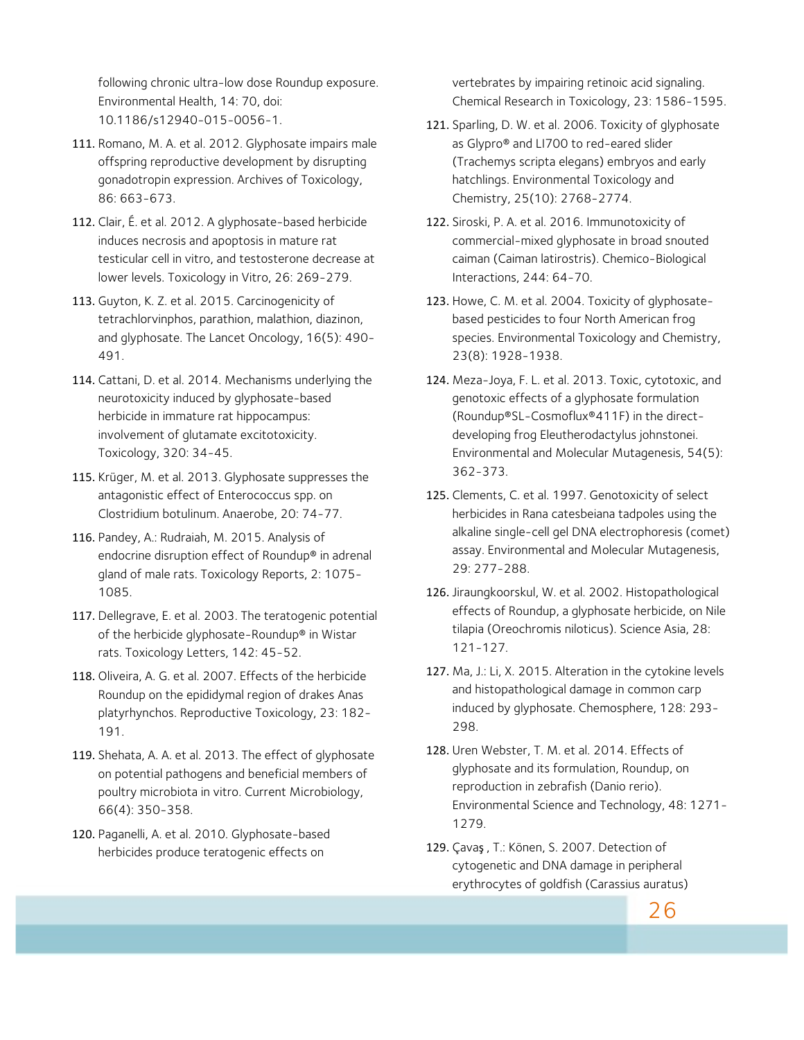following chronic ultra-low dose Roundup exposure. Environmental Health, 14: 70, doi: 10.1186/s12940-015-0056-1.

111. Romano, M. A. et al. 2012. Glyphosate impairs male offspring reproductive development by disrupting gonadotropin expression. Archives of Toxicology, 86: 663-673.
112. Clair, É. et al. 2012. A glyphosate-based herbicide induces necrosis and apoptosis in mature rat testicular cell in vitro, and testosterone decrease at lower levels. Toxicology in Vitro, 26: 269-279.
113. Guyton, K. Z. et al. 2015. Carcinogenicity of tetrachlorvinphos, parathion, malathion, diazinon, and glyphosate. The Lancet Oncology, 16(5): 490-491.
114. Cattani, D. et al. 2014. Mechanisms underlying the neurotoxicity induced by glyphosate-based herbicide in immature rat hippocampus: involvement of glutamate excitotoxicity. Toxicology, 320: 34-45.
115. Krüger, M. et al. 2013. Glyphosate suppresses the antagonistic effect of Enterococcus spp. on Clostridium botulinum. Anaerobe, 20: 74-77.
116. Pandey, A.: Rudraiah, M. 2015. Analysis of endocrine disruption effect of Roundup® in adrenal gland of male rats. Toxicology Reports, 2: 1075-1085.
117. Dellegrave, E. et al. 2003. The teratogenic potential of the herbicide glyphosate-Roundup® in Wistar rats. Toxicology Letters, 142: 45-52.
118. Oliveira, A. G. et al. 2007. Effects of the herbicide Roundup on the epididymal region of drakes Anas platyrhynchos. Reproductive Toxicology, 23: 182-191.
119. Shehata, A. A. et al. 2013. The effect of glyphosate on potential pathogens and beneficial members of poultry microbiota in vitro. Current Microbiology, 66(4): 350-358.
120. Paganelli, A. et al. 2010. Glyphosate-based herbicides produce teratogenic effects on vertebrates by impairing retinoic acid signaling. Chemical Research in Toxicology, 23: 1586-1595.
121. Sparling, D. W. et al. 2006. Toxicity of glyphosate as Glypro® and LI700 to red-eared slider (Trachemys scripta elegans) embryos and early hatchlings. Environmental Toxicology and Chemistry, 25(10): 2768-2774.
122. Siroski, P. A. et al. 2016. Immunotoxicity of commercial-mixed glyphosate in broad snouted caiman (Caiman latirostris). Chemico-Biological Interactions, 244: 64-70.
123. Howe, C. M. et al. 2004. Toxicity of glyphosate-based pesticides to four North American frog species. Environmental Toxicology and Chemistry, 23(8): 1928-1938.
124. Meza-Joya, F. L. et al. 2013. Toxic, cytotoxic, and genotoxic effects of a glyphosate formulation (Roundup®SL-Cosmoflux®411F) in the direct-developing frog Eleutherodactylus johnstonei. Environmental and Molecular Mutagenesis, 54(5): 362-373.
125. Clements, C. et al. 1997. Genotoxicity of select herbicides in Rana catesbeiana tadpoles using the alkaline single-cell gel DNA electrophoresis (comet) assay. Environmental and Molecular Mutagenesis, 29: 277-288.
126. Jiraungkoorskul, W. et al. 2002. Histopathological effects of Roundup, a glyphosate herbicide, on Nile tilapia (Oreochromis niloticus). Science Asia, 28: 121-127.
127. Ma, J.: Li, X. 2015. Alteration in the cytokine levels and histopathological damage in common carp induced by glyphosate. Chemosphere, 128: 293-298.
128. Uren Webster, T. M. et al. 2014. Effects of glyphosate and its formulation, Roundup, on reproduction in zebrafish (Danio rerio). Environmental Science and Technology, 48: 1271-1279.
129. Çavaş , T.: Könen, S. 2007. Detection of cytogenetic and DNA damage in peripheral erythrocytes of goldfish (Carassius auratus)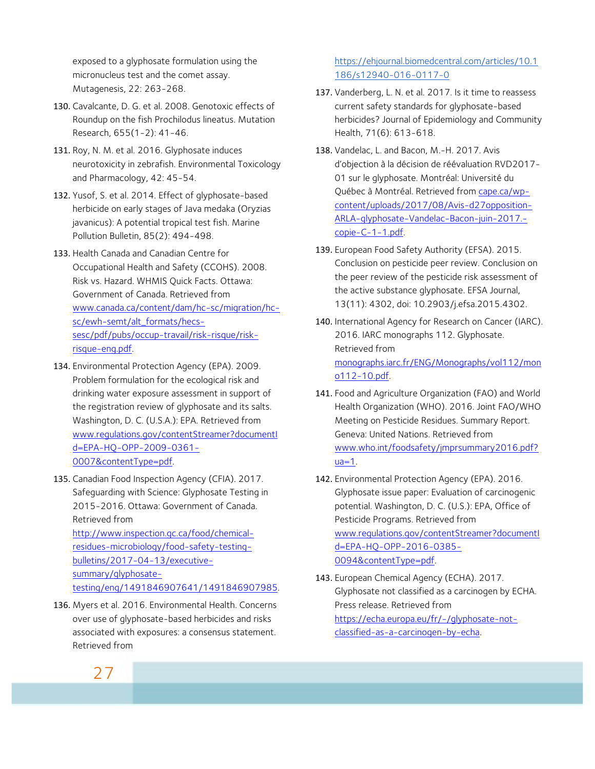exposed to a glyphosate formulation using the micronucleus test and the comet assay. Mutagenesis, 22: 263-268.

130. Cavalcante, D. G. et al. 2008. Genotoxic effects of Roundup on the fish Prochilodus lineatus. Mutation Research, 655(1-2): 41-46.
131. Roy, N. M. et al. 2016. Glyphosate induces neurotoxicity in zebrafish. Environmental Toxicology and Pharmacology, 42: 45-54.
132. Yusof, S. et al. 2014. Effect of glyphosate-based herbicide on early stages of Java medaka (Oryzias javanicus): A potential tropical test fish. Marine Pollution Bulletin, 85(2): 494-498.
133. Health Canada and Canadian Centre for Occupational Health and Safety (CCOHS). 2008. Risk vs. Hazard. WHMIS Quick Facts. Ottawa: Government of Canada. Retrieved from www.canada.ca/content/dam/hc-sc/migration/hc-sc/ewh-semt/alt_formats/hecs-sesc/pdf/pubs/occup-travail/risk-risque/risk-risque-eng.pdf.
134. Environmental Protection Agency (EPA). 2009. Problem formulation for the ecological risk and drinking water exposure assessment in support of the registration review of glyphosate and its salts. Washington, D. C. (U.S.A.): EPA. Retrieved from www.regulations.gov/contentStreamer?documentId=EPA-HQ-OPP-2009-0361-0007&contentType=pdf.
135. Canadian Food Inspection Agency (CFIA). 2017. Safeguarding with Science: Glyphosate Testing in 2015-2016. Ottawa: Government of Canada. Retrieved from http://www.inspection.gc.ca/food/chemical-residues-microbiology/food-safety-testing-bulletins/2017-04-13/executive-summary/glyphosate-testing/eng/1491846907641/1491846907985.
136. Myers et al. 2016. Environmental Health. Concerns over use of glyphosate-based herbicides and risks associated with exposures: a consensus statement. Retrieved from https://ehjournal.biomedcentral.com/articles/10.1186/s12940-016-0117-0
137. Vanderberg, L. N. et al. 2017. Is it time to reassess current safety standards for glyphosate-based herbicides? Journal of Epidemiology and Community Health, 71(6): 613-618.
138. Vandelac, L. and Bacon, M.-H. 2017. Avis d'objection à la décision de réévaluation RVD2017-01 sur le glyphosate. Montréal: Université du Québec à Montréal. Retrieved from cape.ca/wp-content/uploads/2017/08/Avis-d27opposition-ARLA-glyphosate-Vandelac-Bacon-juin-2017.-copie-C-1-1.pdf.
139. European Food Safety Authority (EFSA). 2015. Conclusion on pesticide peer review. Conclusion on the peer review of the pesticide risk assessment of the active substance glyphosate. EFSA Journal, 13(11): 4302, doi: 10.2903/j.efsa.2015.4302.
140. International Agency for Research on Cancer (IARC). 2016. IARC monographs 112. Glyphosate. Retrieved from monographs.iarc.fr/ENG/Monographs/vol112/mono112-10.pdf.
141. Food and Agriculture Organization (FAO) and World Health Organization (WHO). 2016. Joint FAO/WHO Meeting on Pesticide Residues. Summary Report. Geneva: United Nations. Retrieved from www.who.int/foodsafety/jmprsummary2016.pdf?ua=1.
142. Environmental Protection Agency (EPA). 2016. Glyphosate issue paper: Evaluation of carcinogenic potential. Washington, D. C. (U.S.): EPA, Office of Pesticide Programs. Retrieved from www.regulations.gov/contentStreamer?documentId=EPA-HQ-OPP-2016-0385-0094&contentType=pdf.
143. European Chemical Agency (ECHA). 2017. Glyphosate not classified as a carcinogen by ECHA. Press release. Retrieved from https://echa.europa.eu/fr/-/glyphosate-not-classified-as-a-carcinogen-by-echa.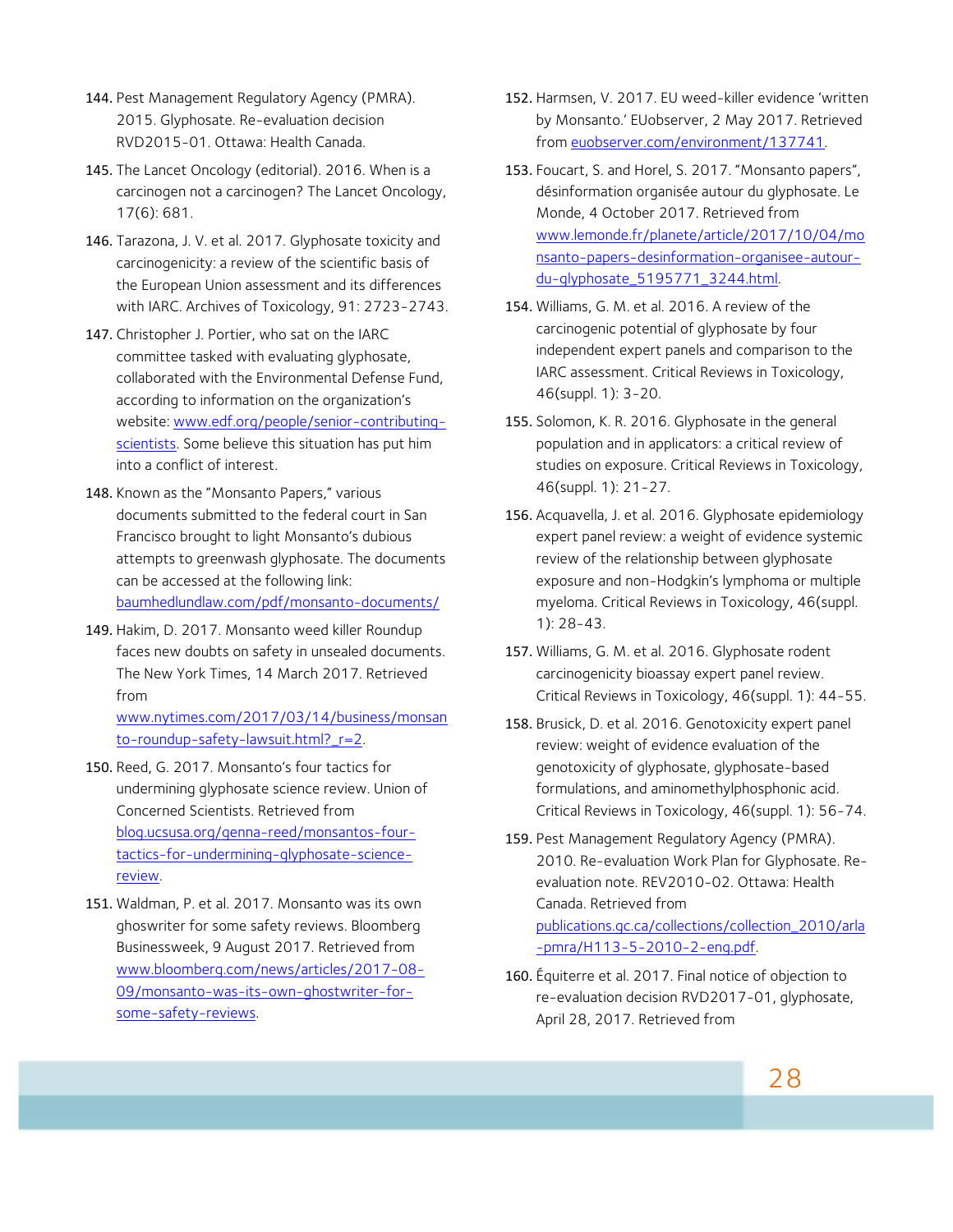144. Pest Management Regulatory Agency (PMRA). 2015. Glyphosate. Re-evaluation decision RVD2015-01. Ottawa: Health Canada.

145. The Lancet Oncology (editorial). 2016. When is a carcinogen not a carcinogen? The Lancet Oncology, 17(6): 681.

146. Tarazona, J. V. et al. 2017. Glyphosate toxicity and carcinogenicity: a review of the scientific basis of the European Union assessment and its differences with IARC. Archives of Toxicology, 91: 2723-2743.

147. Christopher J. Portier, who sat on the IARC committee tasked with evaluating glyphosate, collaborated with the Environmental Defense Fund, according to information on the organization's website: www.edf.org/people/senior-contributing-scientists. Some believe this situation has put him into a conflict of interest.

148. Known as the "Monsanto Papers," various documents submitted to the federal court in San Francisco brought to light Monsanto's dubious attempts to greenwash glyphosate. The documents can be accessed at the following link: baumhedlundlaw.com/pdf/monsanto-documents/

149. Hakim, D. 2017. Monsanto weed killer Roundup faces new doubts on safety in unsealed documents. The New York Times, 14 March 2017. Retrieved from www.nytimes.com/2017/03/14/business/monsanto-roundup-safety-lawsuit.html?_r=2.

150. Reed, G. 2017. Monsanto's four tactics for undermining glyphosate science review. Union of Concerned Scientists. Retrieved from blog.ucsusa.org/genna-reed/monsantos-four-tactics-for-undermining-glyphosate-science-review.

151. Waldman, P. et al. 2017. Monsanto was its own ghoswriter for some safety reviews. Bloomberg Businessweek, 9 August 2017. Retrieved from www.bloomberg.com/news/articles/2017-08-09/monsanto-was-its-own-ghostwriter-for-some-safety-reviews.

152. Harmsen, V. 2017. EU weed-killer evidence 'written by Monsanto.' EUobserver, 2 May 2017. Retrieved from euobserver.com/environment/137741.

153. Foucart, S. and Horel, S. 2017. "Monsanto papers", désinformation organisée autour du glyphosate. Le Monde, 4 October 2017. Retrieved from www.lemonde.fr/planete/article/2017/10/04/monsanto-papers-desinformation-organisee-autour-du-glyphosate_5195771_3244.html.

154. Williams, G. M. et al. 2016. A review of the carcinogenic potential of glyphosate by four independent expert panels and comparison to the IARC assessment. Critical Reviews in Toxicology, 46(suppl. 1): 3-20.

155. Solomon, K. R. 2016. Glyphosate in the general population and in applicators: a critical review of studies on exposure. Critical Reviews in Toxicology, 46(suppl. 1): 21-27.

156. Acquavella, J. et al. 2016. Glyphosate epidemiology expert panel review: a weight of evidence systemic review of the relationship between glyphosate exposure and non-Hodgkin's lymphoma or multiple myeloma. Critical Reviews in Toxicology, 46(suppl. 1): 28-43.

157. Williams, G. M. et al. 2016. Glyphosate rodent carcinogenicity bioassay expert panel review. Critical Reviews in Toxicology, 46(suppl. 1): 44-55.

158. Brusick, D. et al. 2016. Genotoxicity expert panel review: weight of evidence evaluation of the genotoxicity of glyphosate, glyphosate-based formulations, and aminomethylphosphonic acid. Critical Reviews in Toxicology, 46(suppl. 1): 56-74.

159. Pest Management Regulatory Agency (PMRA). 2010. Re-evaluation Work Plan for Glyphosate. Re-evaluation note. REV2010-02. Ottawa: Health Canada. Retrieved from publications.gc.ca/collections/collection_2010/arla-pmra/H113-5-2010-2-eng.pdf.

160. Équiterre et al. 2017. Final notice of objection to re-evaluation decision RVD2017-01, glyphosate, April 28, 2017. Retrieved from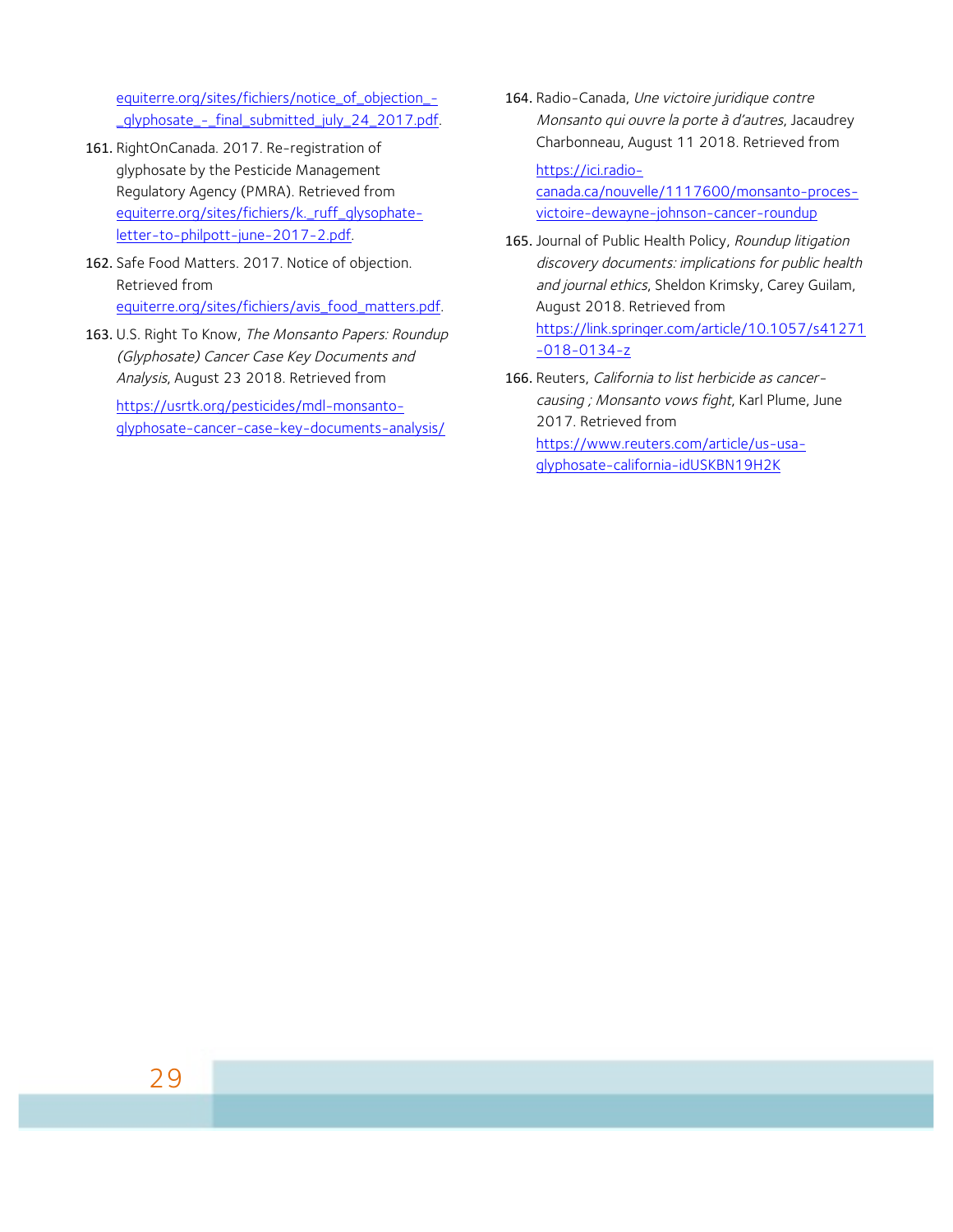equiterre.org/sites/fichiers/notice_of_objection_-_glyphosate_-_final_submitted_july_24_2017.pdf.

161. RightOnCanada. 2017. Re-registration of glyphosate by the Pesticide Management Regulatory Agency (PMRA). Retrieved from equiterre.org/sites/fichiers/k._ruff_glysophate-letter-to-philpott-june-2017-2.pdf.

162. Safe Food Matters. 2017. Notice of objection. Retrieved from equiterre.org/sites/fichiers/avis_food_matters.pdf.

163. U.S. Right To Know, *The Monsanto Papers: Roundup (Glyphosate) Cancer Case Key Documents and Analysis*, August 23 2018. Retrieved from https://usrtk.org/pesticides/mdl-monsanto-glyphosate-cancer-case-key-documents-analysis/

164. Radio-Canada, *Une victoire juridique contre Monsanto qui ouvre la porte à d'autres*, Jacaudrey Charbonneau, August 11 2018. Retrieved from https://ici.radio-canada.ca/nouvelle/1117600/monsanto-proces-victoire-dewayne-johnson-cancer-roundup

165. Journal of Public Health Policy, *Roundup litigation discovery documents: implications for public health and journal ethics*, Sheldon Krimsky, Carey Guilam, August 2018. Retrieved from https://link.springer.com/article/10.1057/s41271-018-0134-z

166. Reuters, *California to list herbicide as cancer-causing ; Monsanto vows fight*, Karl Plume, June 2017. Retrieved from https://www.reuters.com/article/us-usa-glyphosate-california-idUSKBN19H2K